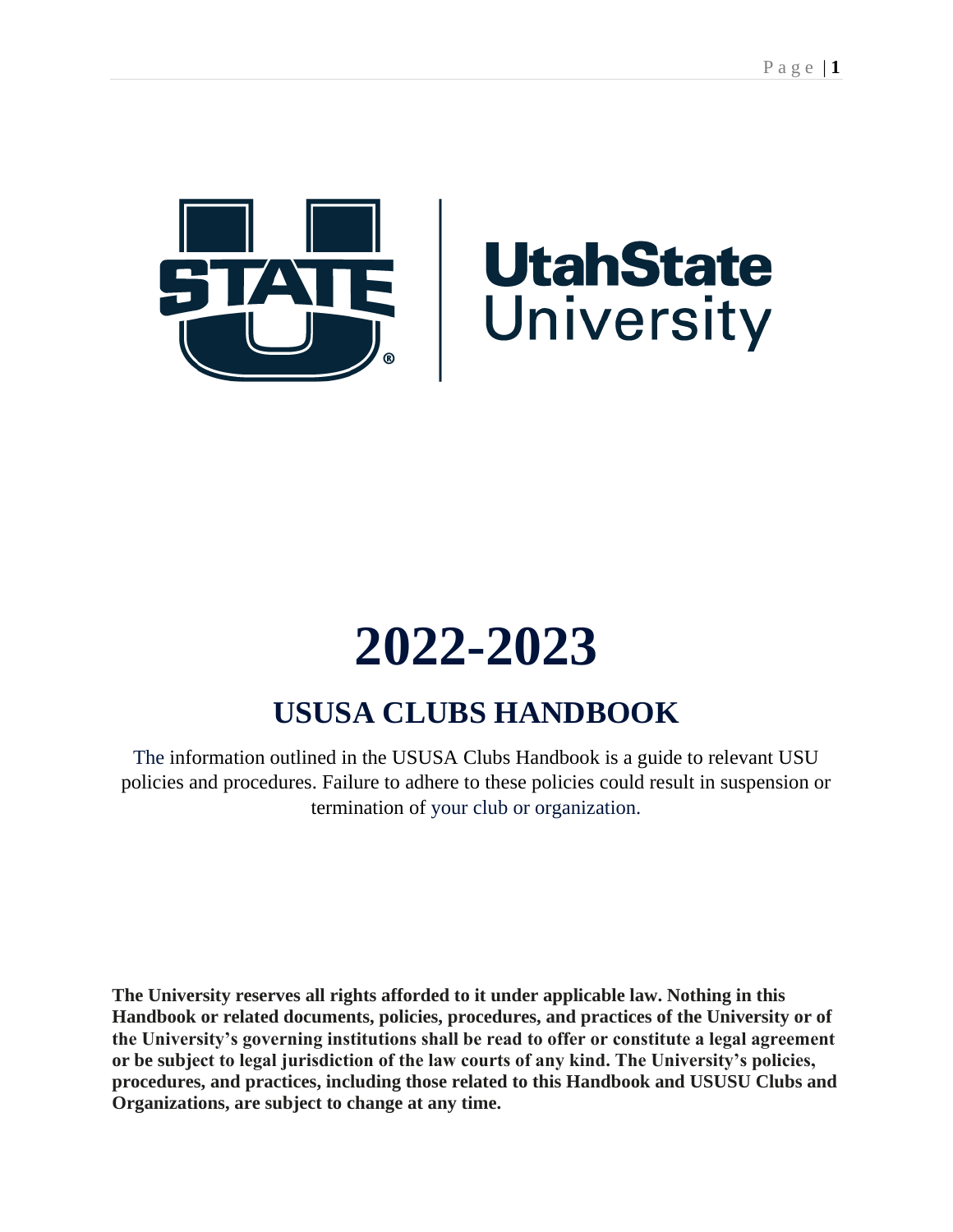# 2022-2023

## USUSA CLUBS HANDBOOK

The information outlined in the USUSA Clubs Handbook is a guide to relevant USU policies and procedures. Failure to adhere to these policies could result in suspension or termination of your club or organization.

**The University reserves all rights afforded to it under applicable law. Nothing in this Handbook or related documents, policies, procedures, and practices of the University or of the University's governing institutions shall be read to offer or constitute a legal agreement or be subject to legal jurisdiction of the law courts of any kind. The University's policies, procedures, and practices, including those related to this Handbook and USUSU Clubs and Organizations, are subject to change at any time.**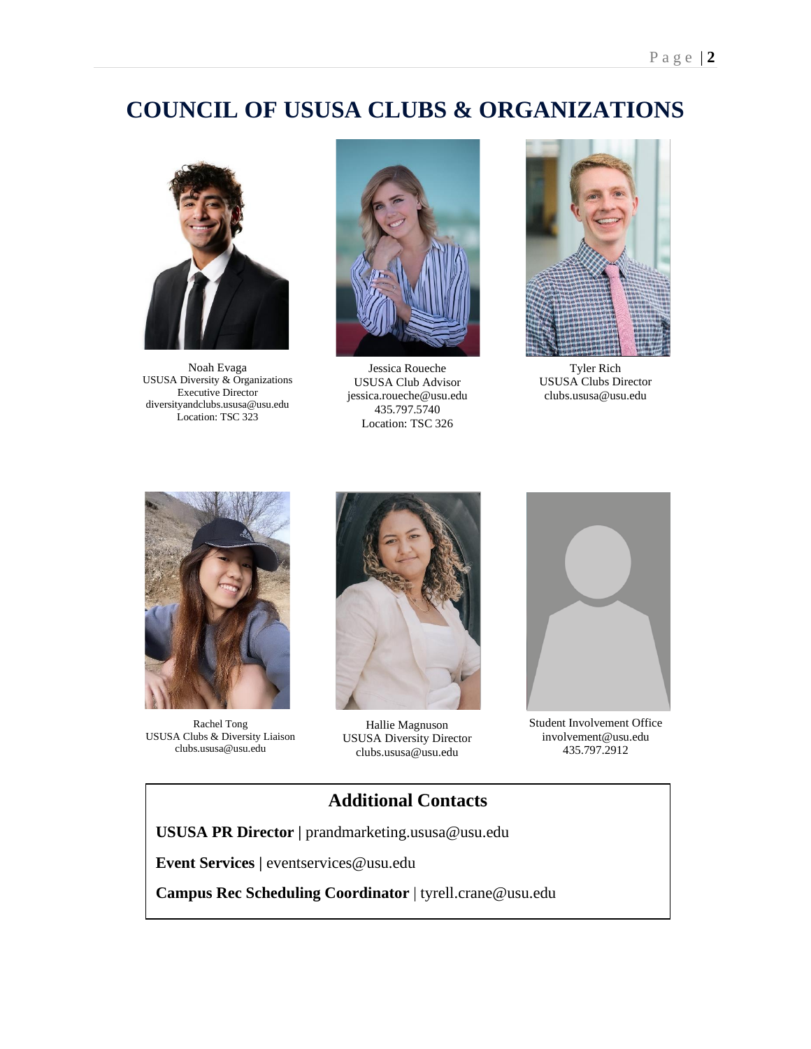# COUNCIL OF USUSA CLUBS & ORGANIZATIONS

Noah Evaga
USUSA Diversity & Organizations Executive Director
diversityandclubs.ususa@usu.edu
Location: TSC 323

Jessica Roueche
USUSA Club Advisor
jessica.roueche@usu.edu
435.797.5740
Location: TSC 326

Tyler Rich
USUSA Clubs Director
clubs.ususa@usu.edu

Rachel Tong
USUSA Clubs & Diversity Liaison
clubs.ususa@usu.edu

Hallie Magnuson
USUSA Diversity Director
clubs.ususa@usu.edu

Student Involvement Office
involvement@usu.edu
435.797.2912

## Additional Contacts

**USUSA PR Director |** prandmarketing.ususa@usu.edu

**Event Services |** eventservices@usu.edu

**Campus Rec Scheduling Coordinator** | tyrell.crane@usu.edu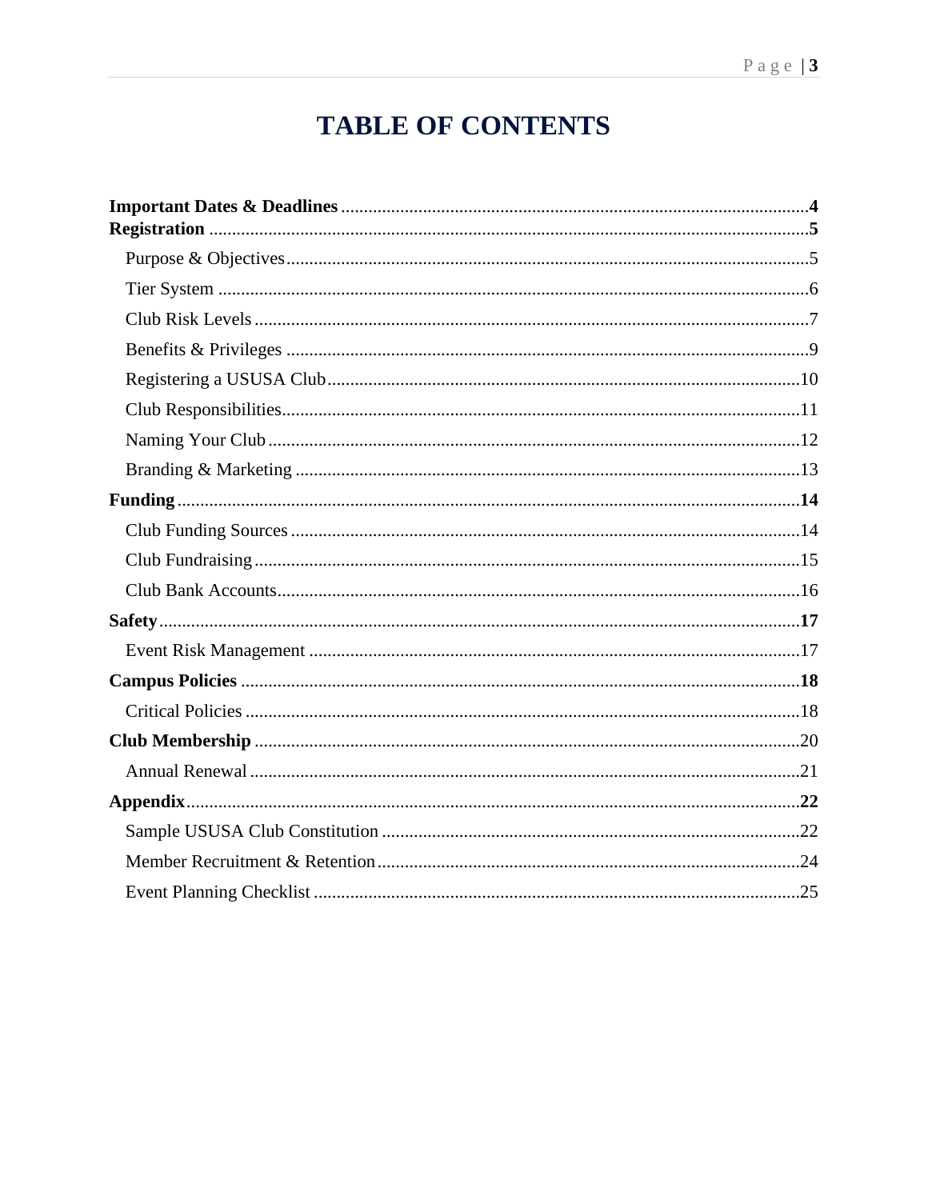# TABLE OF CONTENTS

**Important Dates & Deadlines** .......... **4**

**Registration** .......... **5**

- Purpose & Objectives .......... 5
- Tier System .......... 6
- Club Risk Levels .......... 7
- Benefits & Privileges .......... 9
- Registering a USUSA Club .......... 10
- Club Responsibilities .......... 11
- Naming Your Club .......... 12
- Branding & Marketing .......... 13

**Funding** .......... **14**

- Club Funding Sources .......... 14
- Club Fundraising .......... 15
- Club Bank Accounts .......... 16

**Safety** .......... **17**

- Event Risk Management .......... 17

**Campus Policies** .......... **18**

- Critical Policies .......... 18

**Club Membership** .......... 20

- Annual Renewal .......... 21

**Appendix** .......... **22**

- Sample USUSA Club Constitution .......... 22
- Member Recruitment & Retention .......... 24
- Event Planning Checklist .......... 25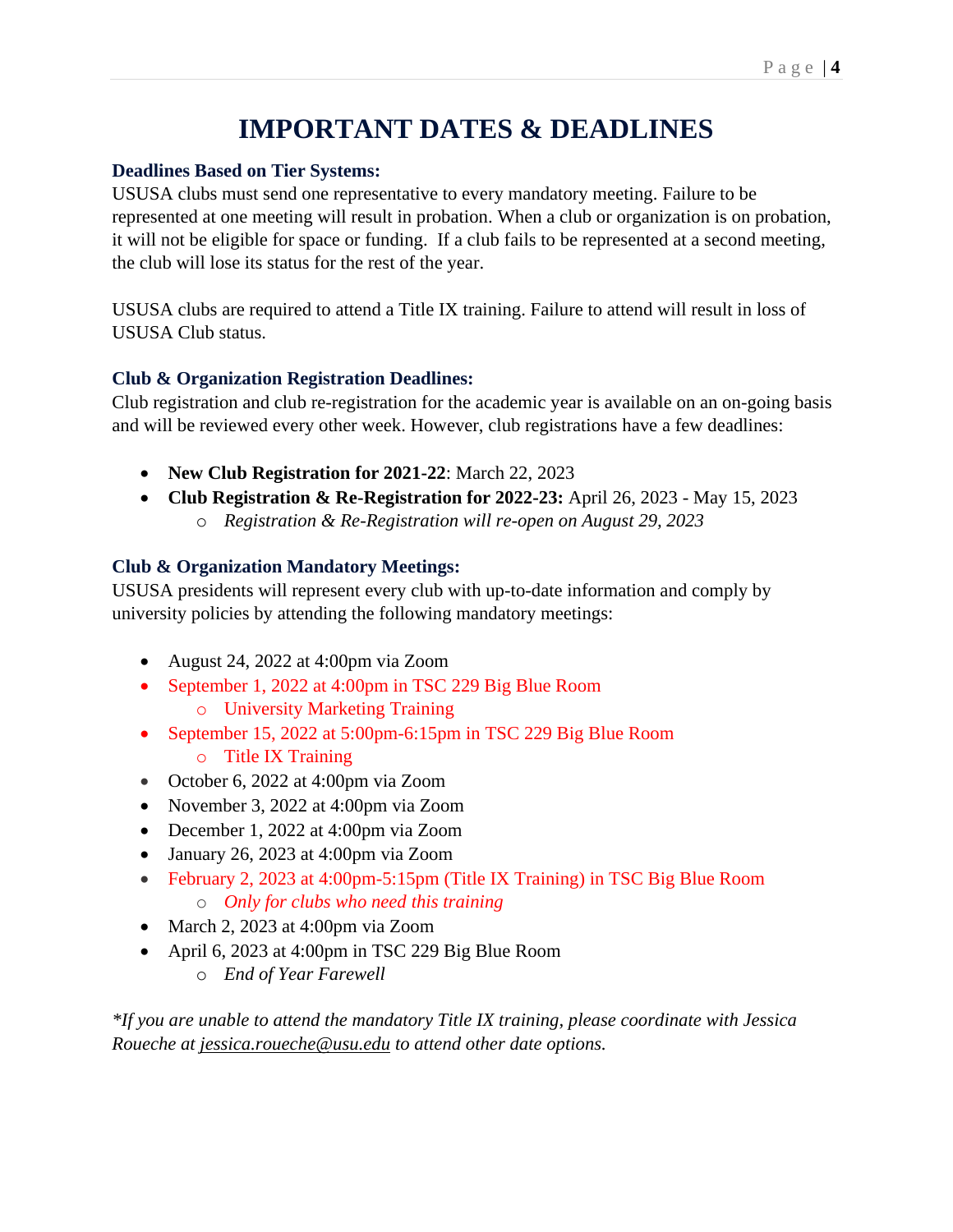# IMPORTANT DATES & DEADLINES

### Deadlines Based on Tier Systems:

USUSA clubs must send one representative to every mandatory meeting. Failure to be represented at one meeting will result in probation. When a club or organization is on probation, it will not be eligible for space or funding. If a club fails to be represented at a second meeting, the club will lose its status for the rest of the year.

USUSA clubs are required to attend a Title IX training. Failure to attend will result in loss of USUSA Club status.

### Club & Organization Registration Deadlines:

Club registration and club re-registration for the academic year is available on an on-going basis and will be reviewed every other week. However, club registrations have a few deadlines:

- **New Club Registration for 2021-22**: March 22, 2023
- **Club Registration & Re-Registration for 2022-23:** April 26, 2023 - May 15, 2023
  - *Registration & Re-Registration will re-open on August 29, 2023*

### Club & Organization Mandatory Meetings:

USUSA presidents will represent every club with up-to-date information and comply by university policies by attending the following mandatory meetings:

- August 24, 2022 at 4:00pm via Zoom
- September 1, 2022 at 4:00pm in TSC 229 Big Blue Room
  - University Marketing Training
- September 15, 2022 at 5:00pm-6:15pm in TSC 229 Big Blue Room
  - Title IX Training
- October 6, 2022 at 4:00pm via Zoom
- November 3, 2022 at 4:00pm via Zoom
- December 1, 2022 at 4:00pm via Zoom
- January 26, 2023 at 4:00pm via Zoom
- February 2, 2023 at 4:00pm-5:15pm (Title IX Training) in TSC Big Blue Room
  - *Only for clubs who need this training*
- March 2, 2023 at 4:00pm via Zoom
- April 6, 2023 at 4:00pm in TSC 229 Big Blue Room
  - *End of Year Farewell*

*\*If you are unable to attend the mandatory Title IX training, please coordinate with Jessica Roueche at jessica.roueche@usu.edu to attend other date options.*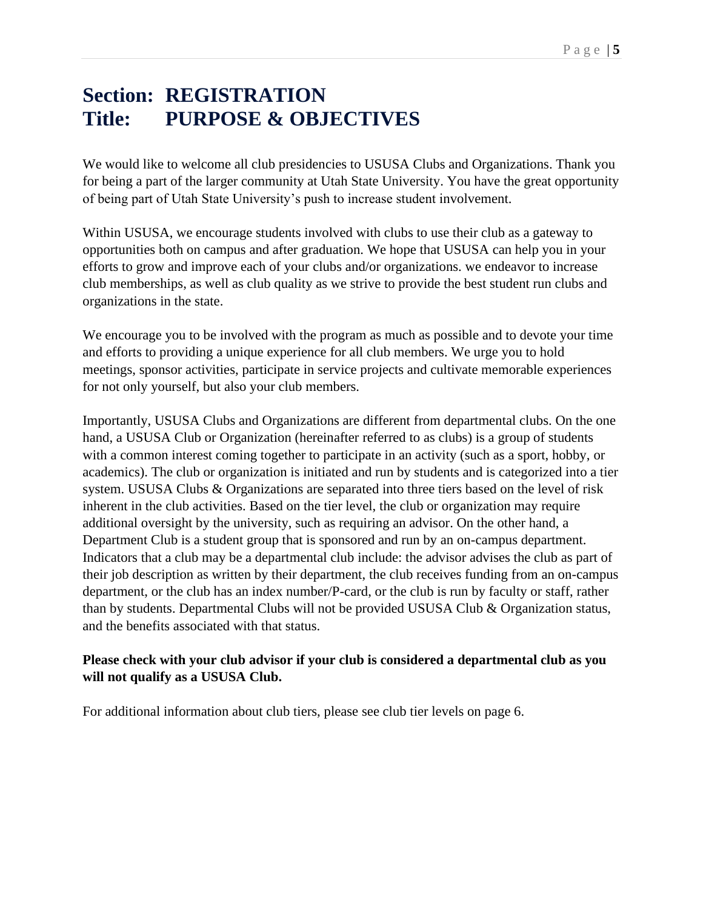# Section: REGISTRATION
# Title: PURPOSE & OBJECTIVES

We would like to welcome all club presidencies to USUSA Clubs and Organizations. Thank you for being a part of the larger community at Utah State University. You have the great opportunity of being part of Utah State University's push to increase student involvement.

Within USUSA, we encourage students involved with clubs to use their club as a gateway to opportunities both on campus and after graduation. We hope that USUSA can help you in your efforts to grow and improve each of your clubs and/or organizations. we endeavor to increase club memberships, as well as club quality as we strive to provide the best student run clubs and organizations in the state.

We encourage you to be involved with the program as much as possible and to devote your time and efforts to providing a unique experience for all club members. We urge you to hold meetings, sponsor activities, participate in service projects and cultivate memorable experiences for not only yourself, but also your club members.

Importantly, USUSA Clubs and Organizations are different from departmental clubs. On the one hand, a USUSA Club or Organization (hereinafter referred to as clubs) is a group of students with a common interest coming together to participate in an activity (such as a sport, hobby, or academics). The club or organization is initiated and run by students and is categorized into a tier system. USUSA Clubs & Organizations are separated into three tiers based on the level of risk inherent in the club activities. Based on the tier level, the club or organization may require additional oversight by the university, such as requiring an advisor. On the other hand, a Department Club is a student group that is sponsored and run by an on-campus department. Indicators that a club may be a departmental club include: the advisor advises the club as part of their job description as written by their department, the club receives funding from an on-campus department, or the club has an index number/P-card, or the club is run by faculty or staff, rather than by students. Departmental Clubs will not be provided USUSA Club & Organization status, and the benefits associated with that status.

**Please check with your club advisor if your club is considered a departmental club as you will not qualify as a USUSA Club.**

For additional information about club tiers, please see club tier levels on page 6.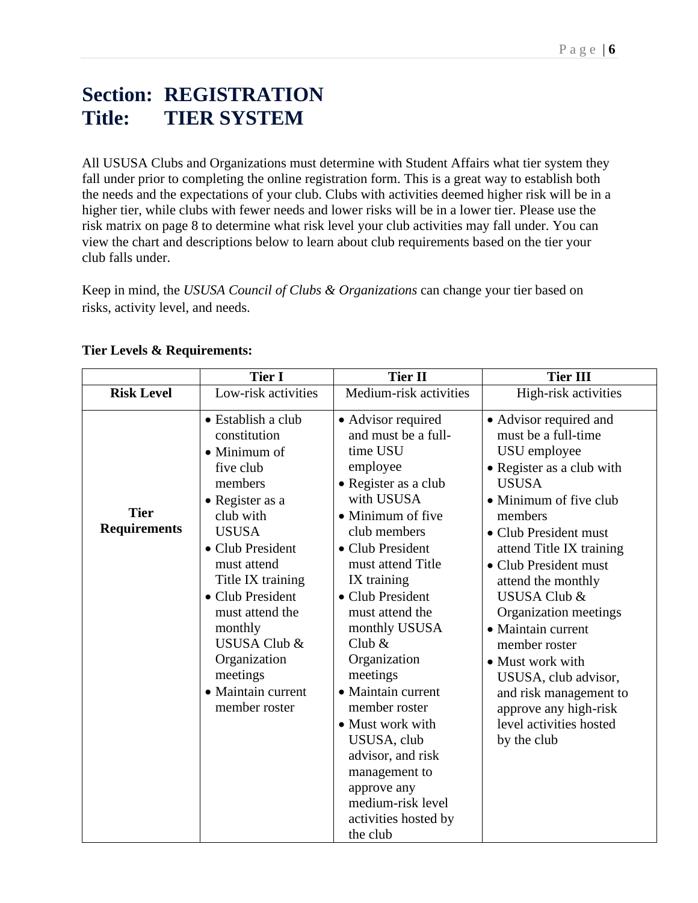# Section: REGISTRATION
# Title: TIER SYSTEM

All USUSA Clubs and Organizations must determine with Student Affairs what tier system they fall under prior to completing the online registration form. This is a great way to establish both the needs and the expectations of your club. Clubs with activities deemed higher risk will be in a higher tier, while clubs with fewer needs and lower risks will be in a lower tier. Please use the risk matrix on page 8 to determine what risk level your club activities may fall under. You can view the chart and descriptions below to learn about club requirements based on the tier your club falls under.

Keep in mind, the *USUSA Council of Clubs & Organizations* can change your tier based on risks, activity level, and needs.

**Tier Levels & Requirements:**

| | Tier I | Tier II | Tier III |
|---|---|---|---|
| **Risk Level** | Low-risk activities | Medium-risk activities | High-risk activities |
| **Tier Requirements** | • Establish a club constitution<br>• Minimum of five club members<br>• Register as a club with USUSA<br>• Club President must attend Title IX training<br>• Club President must attend the monthly USUSA Club & Organization meetings<br>• Maintain current member roster | • Advisor required and must be a full-time USU employee<br>• Register as a club with USUSA<br>• Minimum of five club members<br>• Club President must attend Title IX training<br>• Club President must attend the monthly USUSA Club & Organization meetings<br>• Maintain current member roster<br>• Must work with USUSA, club advisor, and risk management to approve any medium-risk level activities hosted by the club | • Advisor required and must be a full-time USU employee<br>• Register as a club with USUSA<br>• Minimum of five club members<br>• Club President must attend Title IX training<br>• Club President must attend the monthly USUSA Club & Organization meetings<br>• Maintain current member roster<br>• Must work with USUSA, club advisor, and risk management to approve any high-risk level activities hosted by the club |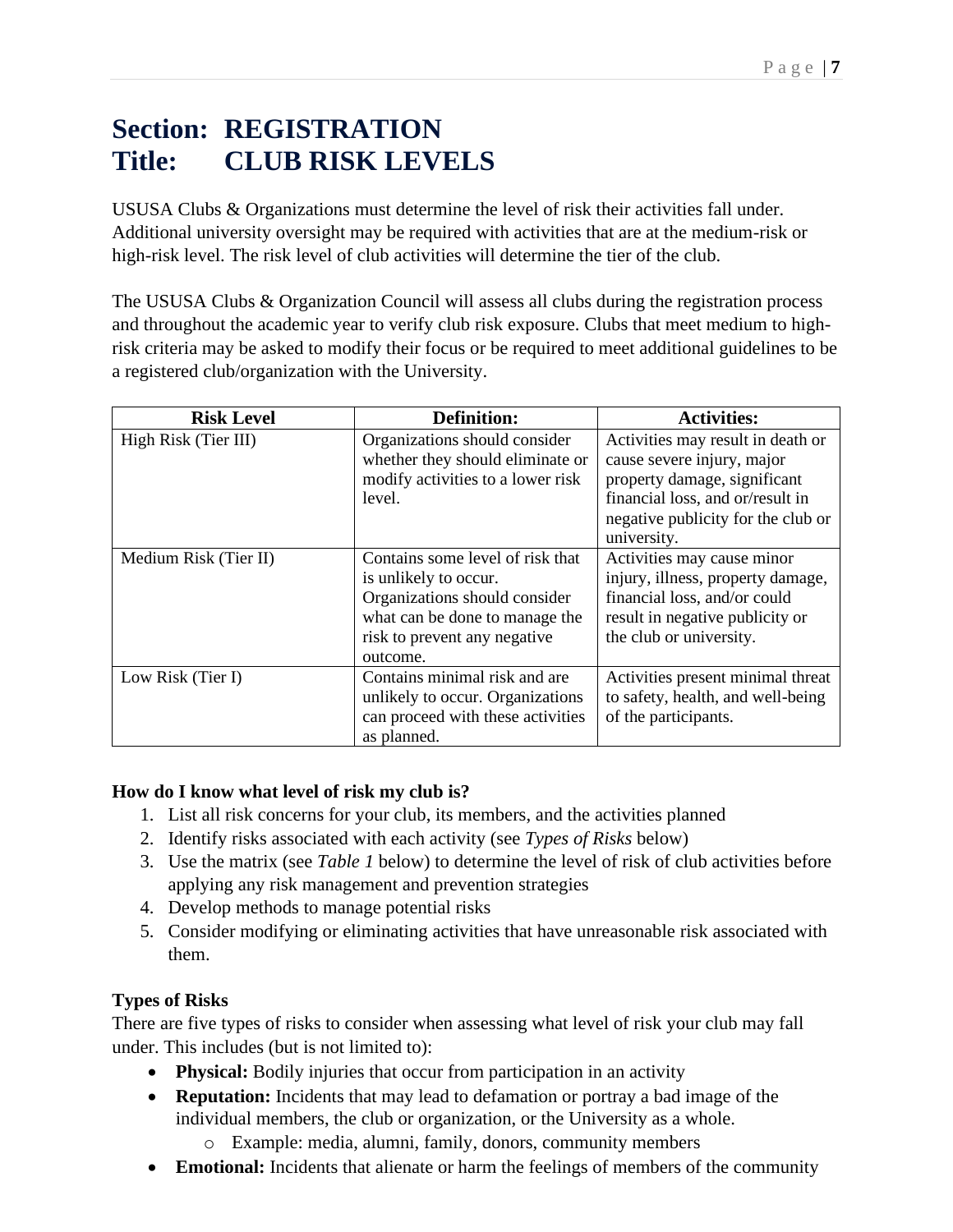# Section: REGISTRATION
# Title: CLUB RISK LEVELS

USUSA Clubs & Organizations must determine the level of risk their activities fall under. Additional university oversight may be required with activities that are at the medium-risk or high-risk level. The risk level of club activities will determine the tier of the club.

The USUSA Clubs & Organization Council will assess all clubs during the registration process and throughout the academic year to verify club risk exposure. Clubs that meet medium to high-risk criteria may be asked to modify their focus or be required to meet additional guidelines to be a registered club/organization with the University.

| Risk Level | Definition: | Activities: |
|---|---|---|
| High Risk (Tier III) | Organizations should consider whether they should eliminate or modify activities to a lower risk level. | Activities may result in death or cause severe injury, major property damage, significant financial loss, and or/result in negative publicity for the club or university. |
| Medium Risk (Tier II) | Contains some level of risk that is unlikely to occur. Organizations should consider what can be done to manage the risk to prevent any negative outcome. | Activities may cause minor injury, illness, property damage, financial loss, and/or could result in negative publicity or the club or university. |
| Low Risk (Tier I) | Contains minimal risk and are unlikely to occur. Organizations can proceed with these activities as planned. | Activities present minimal threat to safety, health, and well-being of the participants. |

**How do I know what level of risk my club is?**

1. List all risk concerns for your club, its members, and the activities planned
2. Identify risks associated with each activity (see *Types of Risks* below)
3. Use the matrix (see *Table 1* below) to determine the level of risk of club activities before applying any risk management and prevention strategies
4. Develop methods to manage potential risks
5. Consider modifying or eliminating activities that have unreasonable risk associated with them.

**Types of Risks**

There are five types of risks to consider when assessing what level of risk your club may fall under. This includes (but is not limited to):

- **Physical:** Bodily injuries that occur from participation in an activity
- **Reputation:** Incidents that may lead to defamation or portray a bad image of the individual members, the club or organization, or the University as a whole.
  - Example: media, alumni, family, donors, community members
- **Emotional:** Incidents that alienate or harm the feelings of members of the community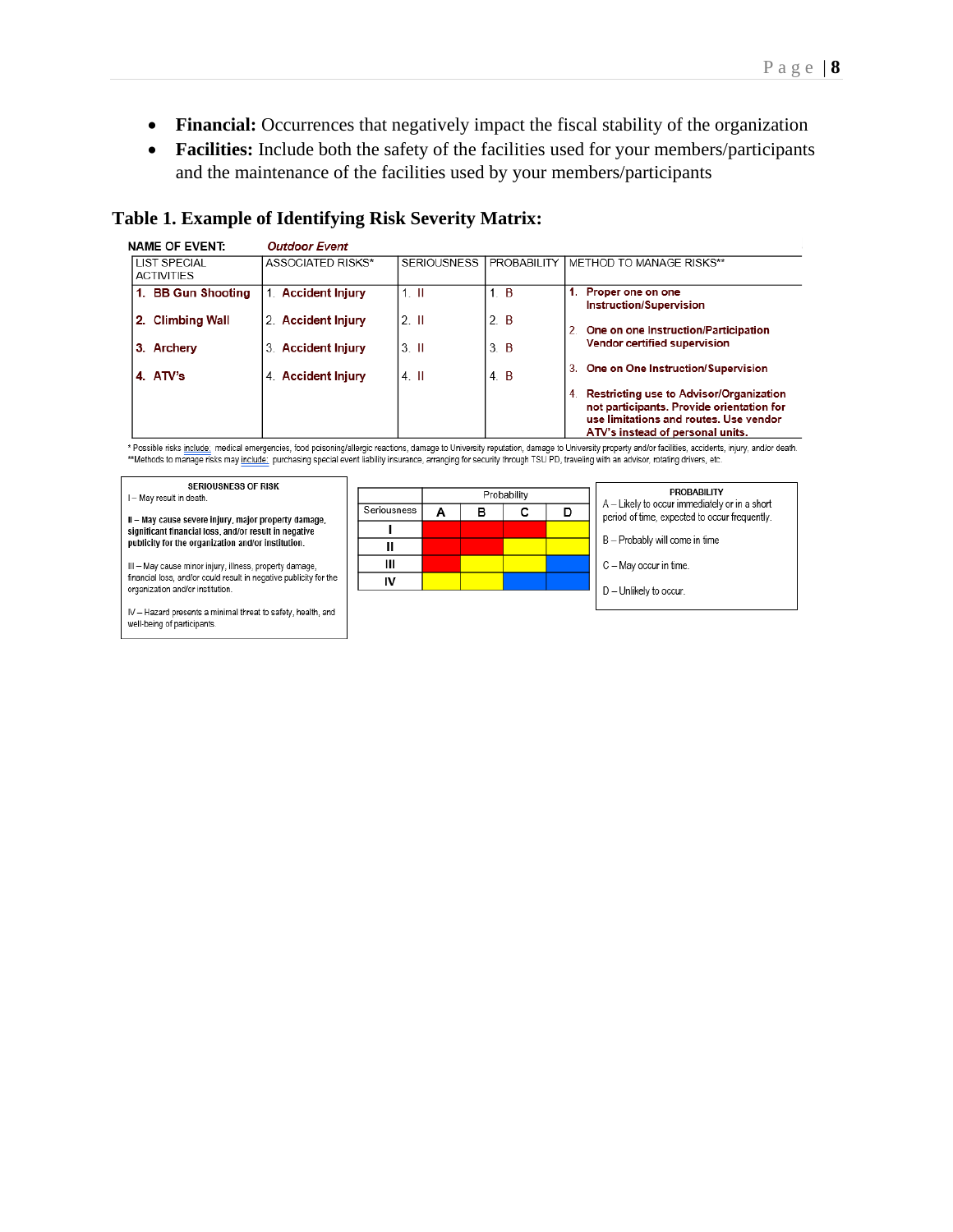- **Financial:** Occurrences that negatively impact the fiscal stability of the organization
- **Facilities:** Include both the safety of the facilities used for your members/participants and the maintenance of the facilities used by your members/participants

### Table 1. Example of Identifying Risk Severity Matrix:

**NAME OF EVENT:** ***Outdoor Event***

| LIST SPECIAL ACTIVITIES | ASSOCIATED RISKS* | SERIOUSNESS | PROBABILITY | METHOD TO MANAGE RISKS** |
|---|---|---|---|---|
| 1. **BB Gun Shooting** | 1. **Accident Injury** | 1. II | 1. B | 1. **Proper one on one Instruction/Supervision** |
| 2. **Climbing Wall** | 2. **Accident Injury** | 2. II | 2. B | 2. **One on one Instruction/Participation Vendor certified supervision** |
| 3. **Archery** | 3. **Accident Injury** | 3. II | 3. B | 3. **One on One Instruction/Supervision** |
| 4. **ATV's** | 4. **Accident Injury** | 4. II | 4. B | 4. **Restricting use to Advisor/Organization not participants. Provide orientation for use limitations and routes. Use vendor ATV's instead of personal units.** |

\* Possible risks include: medical emergencies, food poisoning/allergic reactions, damage to University reputation, damage to University property and/or facilities, accidents, injury, and/or death.
\*\*Methods to manage risks may include: purchasing special event liability insurance, arranging for security through TSU PD, traveling with an advisor, rotating drivers, etc.

**SERIOUSNESS OF RISK**

I – May result in death.

**II – May cause severe injury, major property damage, significant financial loss, and/or result in negative publicity for the organization and/or institution.**

III – May cause minor injury, illness, property damage, financial loss, and/or could result in negative publicity for the organization and/or institution.

IV – Hazard presents a minimal threat to safety, health, and well-being of participants.

| Seriousness | Probability A | Probability B | Probability C | Probability D |
|---|---|---|---|---|
| I | Red | Red | Red | Yellow |
| II | Red | Red | Yellow | Yellow |
| III | Red | Yellow | Yellow | Blue |
| IV | Yellow | Yellow | Blue | Blue |

**PROBABILITY**

A – Likely to occur immediately or in a short period of time, expected to occur frequently.

B – Probably will come in time

C – May occur in time.

D – Unlikely to occur.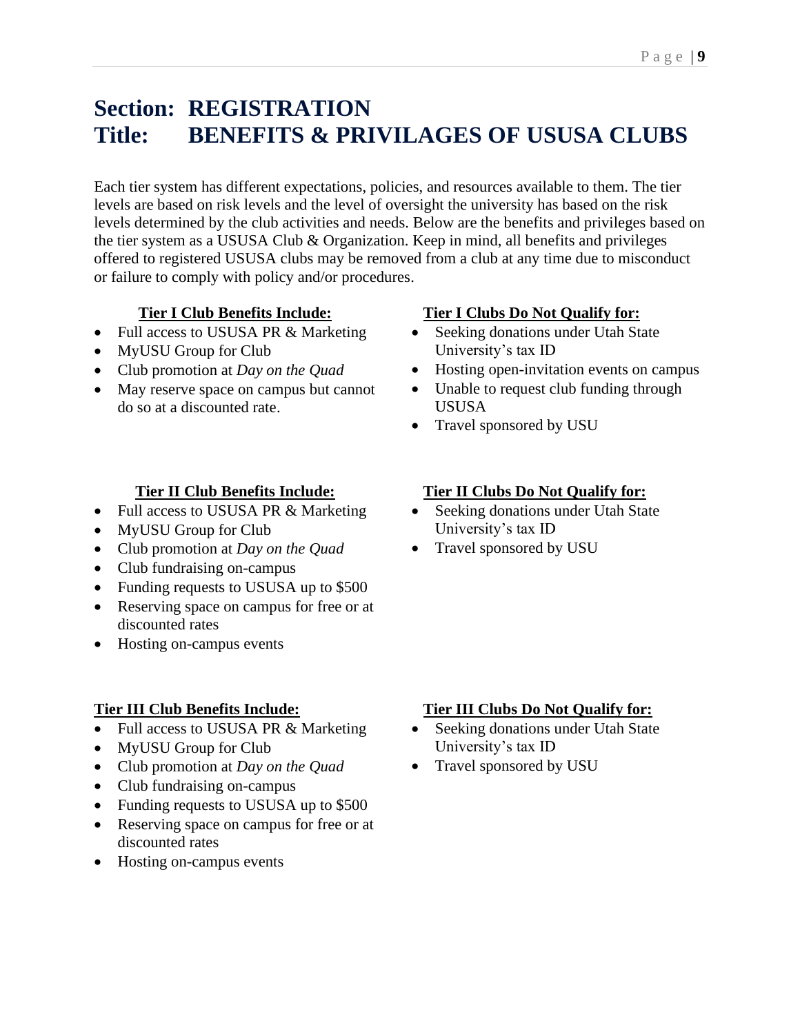# Section: REGISTRATION
# Title: BENEFITS & PRIVILAGES OF USUSA CLUBS

Each tier system has different expectations, policies, and resources available to them. The tier levels are based on risk levels and the level of oversight the university has based on the risk levels determined by the club activities and needs. Below are the benefits and privileges based on the tier system as a USUSA Club & Organization. Keep in mind, all benefits and privileges offered to registered USUSA clubs may be removed from a club at any time due to misconduct or failure to comply with policy and/or procedures.

**Tier I Club Benefits Include:**

- Full access to USUSA PR & Marketing
- MyUSU Group for Club
- Club promotion at *Day on the Quad*
- May reserve space on campus but cannot do so at a discounted rate.

**Tier I Clubs Do Not Qualify for:**

- Seeking donations under Utah State University's tax ID
- Hosting open-invitation events on campus
- Unable to request club funding through USUSA
- Travel sponsored by USU

**Tier II Club Benefits Include:**

- Full access to USUSA PR & Marketing
- MyUSU Group for Club
- Club promotion at *Day on the Quad*
- Club fundraising on-campus
- Funding requests to USUSA up to $500
- Reserving space on campus for free or at discounted rates
- Hosting on-campus events

**Tier II Clubs Do Not Qualify for:**

- Seeking donations under Utah State University's tax ID
- Travel sponsored by USU

**Tier III Club Benefits Include:**

- Full access to USUSA PR & Marketing
- MyUSU Group for Club
- Club promotion at *Day on the Quad*
- Club fundraising on-campus
- Funding requests to USUSA up to $500
- Reserving space on campus for free or at discounted rates
- Hosting on-campus events

**Tier III Clubs Do Not Qualify for:**

- Seeking donations under Utah State University's tax ID
- Travel sponsored by USU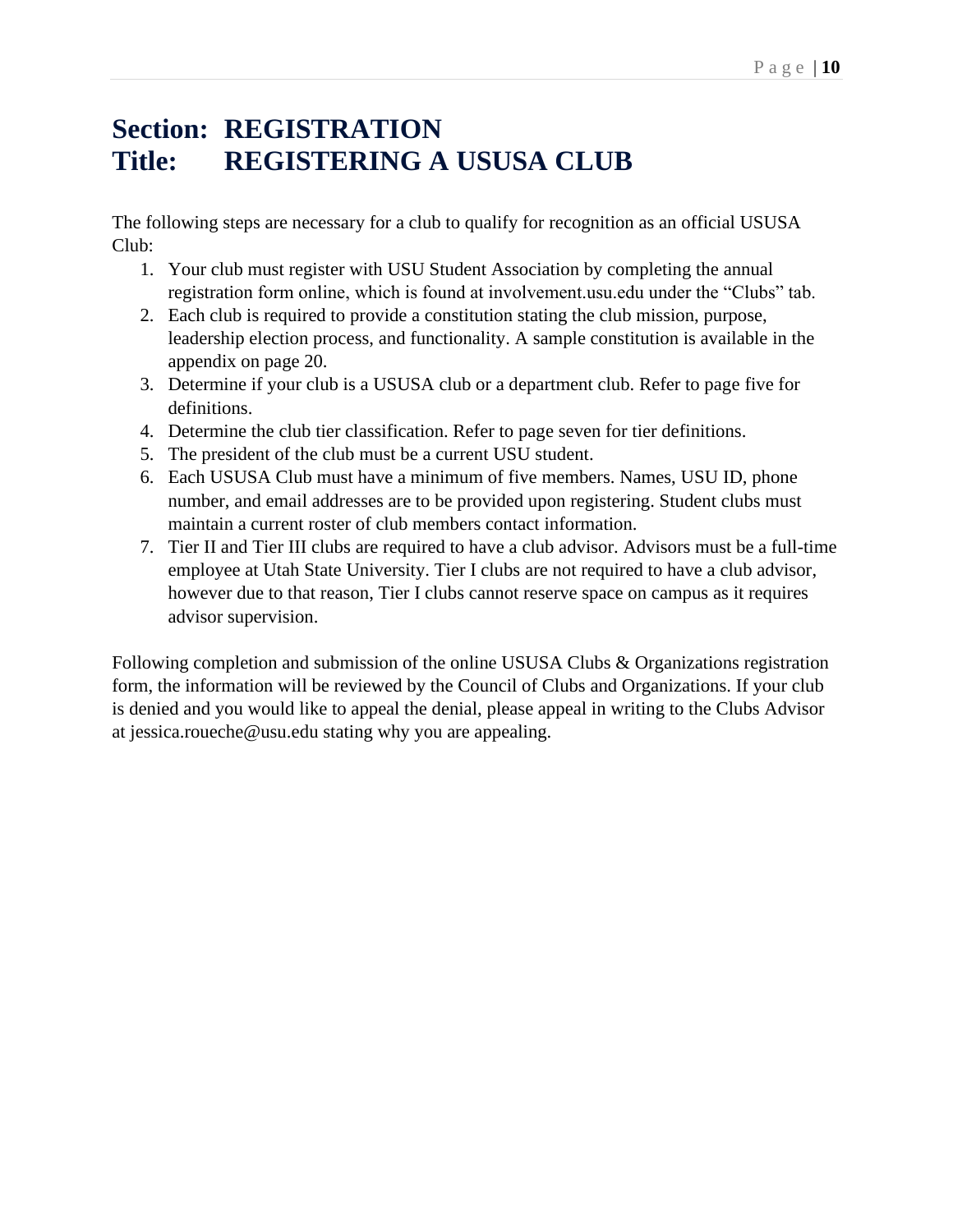# Section: REGISTRATION
# Title: REGISTERING A USUSA CLUB

The following steps are necessary for a club to qualify for recognition as an official USUSA Club:

1. Your club must register with USU Student Association by completing the annual registration form online, which is found at involvement.usu.edu under the "Clubs" tab.
2. Each club is required to provide a constitution stating the club mission, purpose, leadership election process, and functionality. A sample constitution is available in the appendix on page 20.
3. Determine if your club is a USUSA club or a department club. Refer to page five for definitions.
4. Determine the club tier classification. Refer to page seven for tier definitions.
5. The president of the club must be a current USU student.
6. Each USUSA Club must have a minimum of five members. Names, USU ID, phone number, and email addresses are to be provided upon registering. Student clubs must maintain a current roster of club members contact information.
7. Tier II and Tier III clubs are required to have a club advisor. Advisors must be a full-time employee at Utah State University. Tier I clubs are not required to have a club advisor, however due to that reason, Tier I clubs cannot reserve space on campus as it requires advisor supervision.

Following completion and submission of the online USUSA Clubs & Organizations registration form, the information will be reviewed by the Council of Clubs and Organizations. If your club is denied and you would like to appeal the denial, please appeal in writing to the Clubs Advisor at jessica.roueche@usu.edu stating why you are appealing.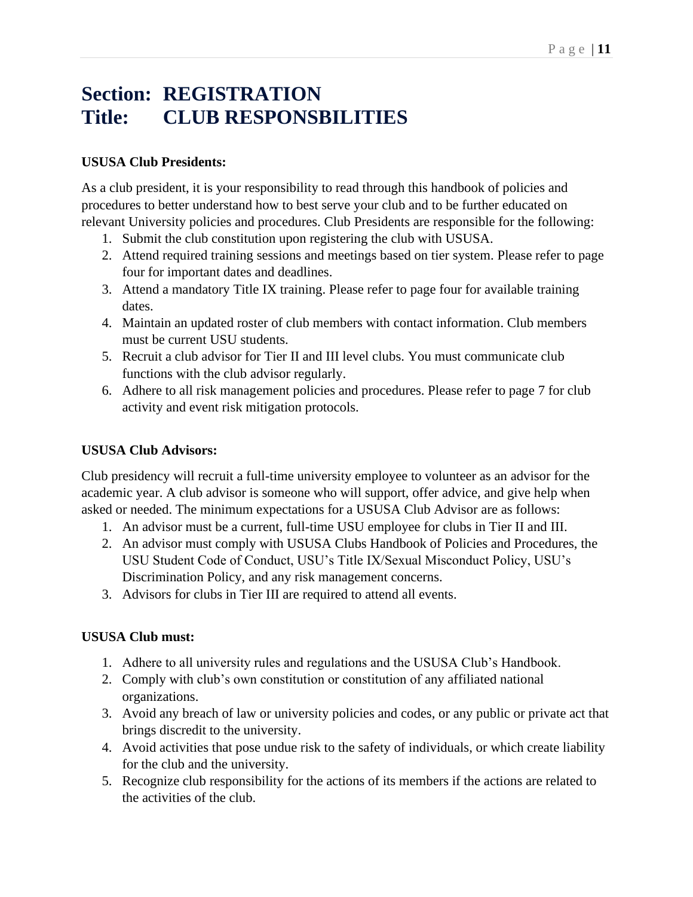# Section: REGISTRATION
# Title: CLUB RESPONSBILITIES

**USUSA Club Presidents:**

As a club president, it is your responsibility to read through this handbook of policies and procedures to better understand how to best serve your club and to be further educated on relevant University policies and procedures. Club Presidents are responsible for the following:

1. Submit the club constitution upon registering the club with USUSA.
2. Attend required training sessions and meetings based on tier system. Please refer to page four for important dates and deadlines.
3. Attend a mandatory Title IX training. Please refer to page four for available training dates.
4. Maintain an updated roster of club members with contact information. Club members must be current USU students.
5. Recruit a club advisor for Tier II and III level clubs. You must communicate club functions with the club advisor regularly.
6. Adhere to all risk management policies and procedures. Please refer to page 7 for club activity and event risk mitigation protocols.

**USUSA Club Advisors:**

Club presidency will recruit a full-time university employee to volunteer as an advisor for the academic year. A club advisor is someone who will support, offer advice, and give help when asked or needed. The minimum expectations for a USUSA Club Advisor are as follows:

1. An advisor must be a current, full-time USU employee for clubs in Tier II and III.
2. An advisor must comply with USUSA Clubs Handbook of Policies and Procedures, the USU Student Code of Conduct, USU's Title IX/Sexual Misconduct Policy, USU's Discrimination Policy, and any risk management concerns.
3. Advisors for clubs in Tier III are required to attend all events.

**USUSA Club must:**

1. Adhere to all university rules and regulations and the USUSA Club's Handbook.
2. Comply with club's own constitution or constitution of any affiliated national organizations.
3. Avoid any breach of law or university policies and codes, or any public or private act that brings discredit to the university.
4. Avoid activities that pose undue risk to the safety of individuals, or which create liability for the club and the university.
5. Recognize club responsibility for the actions of its members if the actions are related to the activities of the club.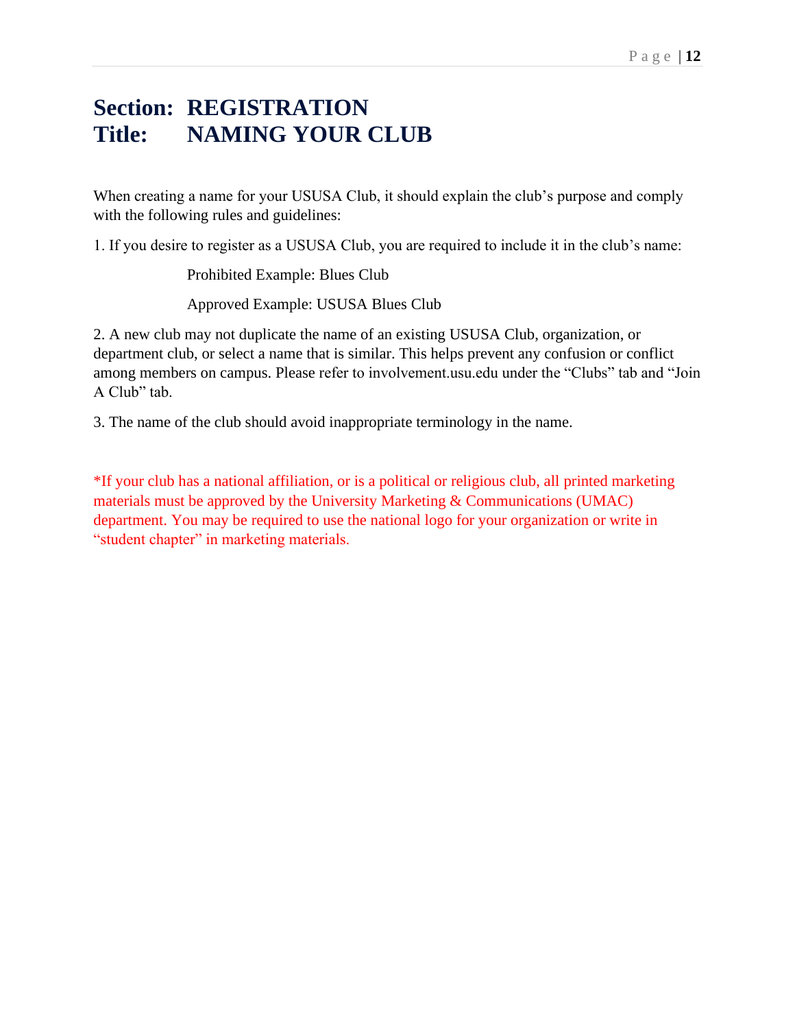# Section: REGISTRATION
# Title: NAMING YOUR CLUB

When creating a name for your USUSA Club, it should explain the club's purpose and comply with the following rules and guidelines:

1. If you desire to register as a USUSA Club, you are required to include it in the club's name:

   Prohibited Example: Blues Club

   Approved Example: USUSA Blues Club

2. A new club may not duplicate the name of an existing USUSA Club, organization, or department club, or select a name that is similar. This helps prevent any confusion or conflict among members on campus. Please refer to involvement.usu.edu under the "Clubs" tab and "Join A Club" tab.

3. The name of the club should avoid inappropriate terminology in the name.

*If your club has a national affiliation, or is a political or religious club, all printed marketing materials must be approved by the University Marketing & Communications (UMAC) department. You may be required to use the national logo for your organization or write in "student chapter" in marketing materials.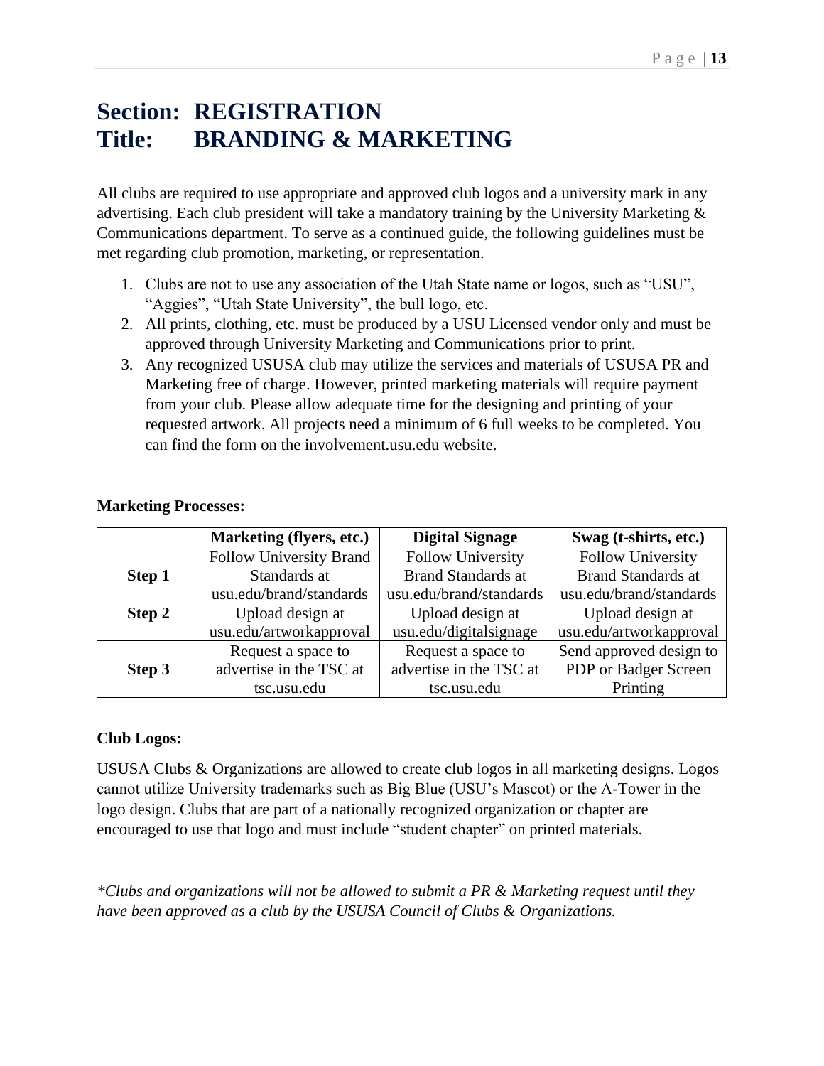# Section: REGISTRATION
# Title: BRANDING & MARKETING

All clubs are required to use appropriate and approved club logos and a university mark in any advertising. Each club president will take a mandatory training by the University Marketing & Communications department. To serve as a continued guide, the following guidelines must be met regarding club promotion, marketing, or representation.

1. Clubs are not to use any association of the Utah State name or logos, such as "USU", "Aggies", "Utah State University", the bull logo, etc.
2. All prints, clothing, etc. must be produced by a USU Licensed vendor only and must be approved through University Marketing and Communications prior to print.
3. Any recognized USUSA club may utilize the services and materials of USUSA PR and Marketing free of charge. However, printed marketing materials will require payment from your club. Please allow adequate time for the designing and printing of your requested artwork. All projects need a minimum of 6 full weeks to be completed. You can find the form on the involvement.usu.edu website.

**Marketing Processes:**

| | Marketing (flyers, etc.) | Digital Signage | Swag (t-shirts, etc.) |
|---|---|---|---|
| **Step 1** | Follow University Brand Standards at usu.edu/brand/standards | Follow University Brand Standards at usu.edu/brand/standards | Follow University Brand Standards at usu.edu/brand/standards |
| **Step 2** | Upload design at usu.edu/artworkapproval | Upload design at usu.edu/digitalsignage | Upload design at usu.edu/artworkapproval |
| **Step 3** | Request a space to advertise in the TSC at tsc.usu.edu | Request a space to advertise in the TSC at tsc.usu.edu | Send approved design to PDP or Badger Screen Printing |

**Club Logos:**

USUSA Clubs & Organizations are allowed to create club logos in all marketing designs. Logos cannot utilize University trademarks such as Big Blue (USU's Mascot) or the A-Tower in the logo design. Clubs that are part of a nationally recognized organization or chapter are encouraged to use that logo and must include "student chapter" on printed materials.

*\*Clubs and organizations will not be allowed to submit a PR & Marketing request until they have been approved as a club by the USUSA Council of Clubs & Organizations.*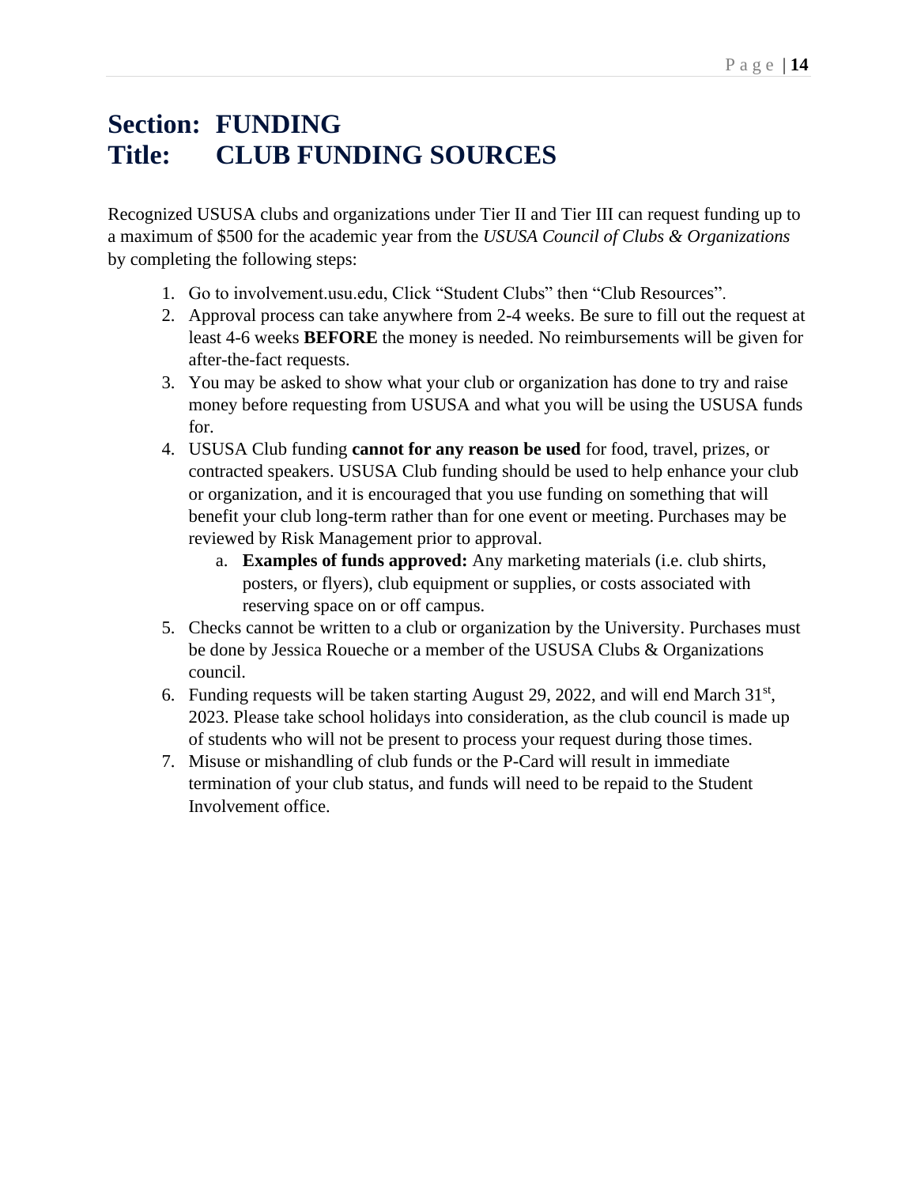# Section: FUNDING
# Title: CLUB FUNDING SOURCES

Recognized USUSA clubs and organizations under Tier II and Tier III can request funding up to a maximum of $500 for the academic year from the *USUSA Council of Clubs & Organizations* by completing the following steps:

1. Go to involvement.usu.edu, Click “Student Clubs” then “Club Resources”.
2. Approval process can take anywhere from 2-4 weeks. Be sure to fill out the request at least 4-6 weeks **BEFORE** the money is needed. No reimbursements will be given for after-the-fact requests.
3. You may be asked to show what your club or organization has done to try and raise money before requesting from USUSA and what you will be using the USUSA funds for.
4. USUSA Club funding **cannot for any reason be used** for food, travel, prizes, or contracted speakers. USUSA Club funding should be used to help enhance your club or organization, and it is encouraged that you use funding on something that will benefit your club long-term rather than for one event or meeting. Purchases may be reviewed by Risk Management prior to approval.
   a. **Examples of funds approved:** Any marketing materials (i.e. club shirts, posters, or flyers), club equipment or supplies, or costs associated with reserving space on or off campus.
5. Checks cannot be written to a club or organization by the University. Purchases must be done by Jessica Roueche or a member of the USUSA Clubs & Organizations council.
6. Funding requests will be taken starting August 29, 2022, and will end March 31st, 2023. Please take school holidays into consideration, as the club council is made up of students who will not be present to process your request during those times.
7. Misuse or mishandling of club funds or the P-Card will result in immediate termination of your club status, and funds will need to be repaid to the Student Involvement office.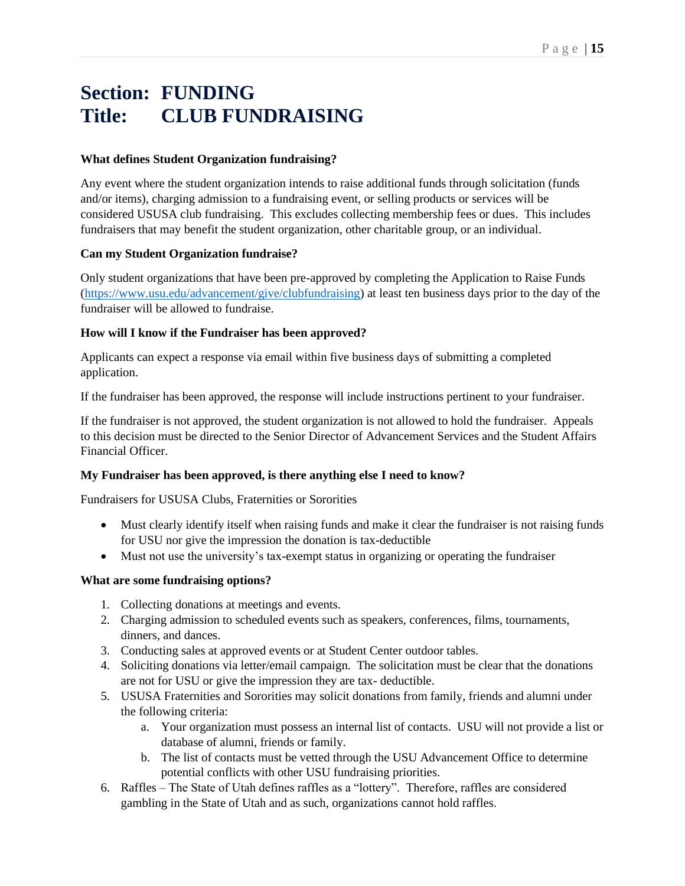# Section: FUNDING
# Title: CLUB FUNDRAISING

**What defines Student Organization fundraising?**

Any event where the student organization intends to raise additional funds through solicitation (funds and/or items), charging admission to a fundraising event, or selling products or services will be considered USUSA club fundraising. This excludes collecting membership fees or dues. This includes fundraisers that may benefit the student organization, other charitable group, or an individual.

**Can my Student Organization fundraise?**

Only student organizations that have been pre-approved by completing the Application to Raise Funds (https://www.usu.edu/advancement/give/clubfundraising) at least ten business days prior to the day of the fundraiser will be allowed to fundraise.

**How will I know if the Fundraiser has been approved?**

Applicants can expect a response via email within five business days of submitting a completed application.

If the fundraiser has been approved, the response will include instructions pertinent to your fundraiser.

If the fundraiser is not approved, the student organization is not allowed to hold the fundraiser. Appeals to this decision must be directed to the Senior Director of Advancement Services and the Student Affairs Financial Officer.

**My Fundraiser has been approved, is there anything else I need to know?**

Fundraisers for USUSA Clubs, Fraternities or Sororities

- Must clearly identify itself when raising funds and make it clear the fundraiser is not raising funds for USU nor give the impression the donation is tax-deductible
- Must not use the university's tax-exempt status in organizing or operating the fundraiser

**What are some fundraising options?**

1. Collecting donations at meetings and events.
2. Charging admission to scheduled events such as speakers, conferences, films, tournaments, dinners, and dances.
3. Conducting sales at approved events or at Student Center outdoor tables.
4. Soliciting donations via letter/email campaign. The solicitation must be clear that the donations are not for USU or give the impression they are tax- deductible.
5. USUSA Fraternities and Sororities may solicit donations from family, friends and alumni under the following criteria:
    a. Your organization must possess an internal list of contacts. USU will not provide a list or database of alumni, friends or family.
    b. The list of contacts must be vetted through the USU Advancement Office to determine potential conflicts with other USU fundraising priorities.
6. Raffles – The State of Utah defines raffles as a "lottery". Therefore, raffles are considered gambling in the State of Utah and as such, organizations cannot hold raffles.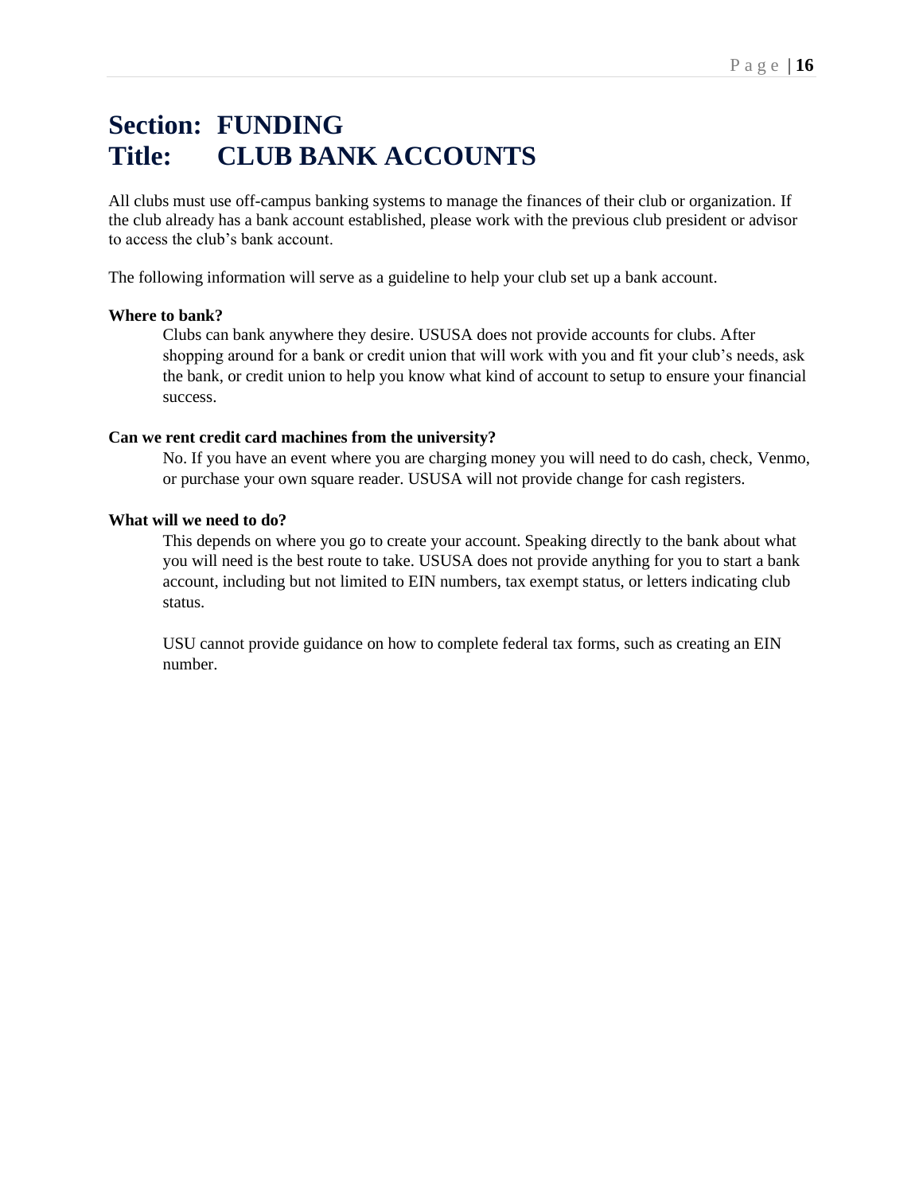# Section: FUNDING
# Title: CLUB BANK ACCOUNTS

All clubs must use off-campus banking systems to manage the finances of their club or organization. If the club already has a bank account established, please work with the previous club president or advisor to access the club's bank account.

The following information will serve as a guideline to help your club set up a bank account.

**Where to bank?**

Clubs can bank anywhere they desire. USUSA does not provide accounts for clubs. After shopping around for a bank or credit union that will work with you and fit your club's needs, ask the bank, or credit union to help you know what kind of account to setup to ensure your financial success.

**Can we rent credit card machines from the university?**

No. If you have an event where you are charging money you will need to do cash, check, Venmo, or purchase your own square reader. USUSA will not provide change for cash registers.

**What will we need to do?**

This depends on where you go to create your account. Speaking directly to the bank about what you will need is the best route to take. USUSA does not provide anything for you to start a bank account, including but not limited to EIN numbers, tax exempt status, or letters indicating club status.

USU cannot provide guidance on how to complete federal tax forms, such as creating an EIN number.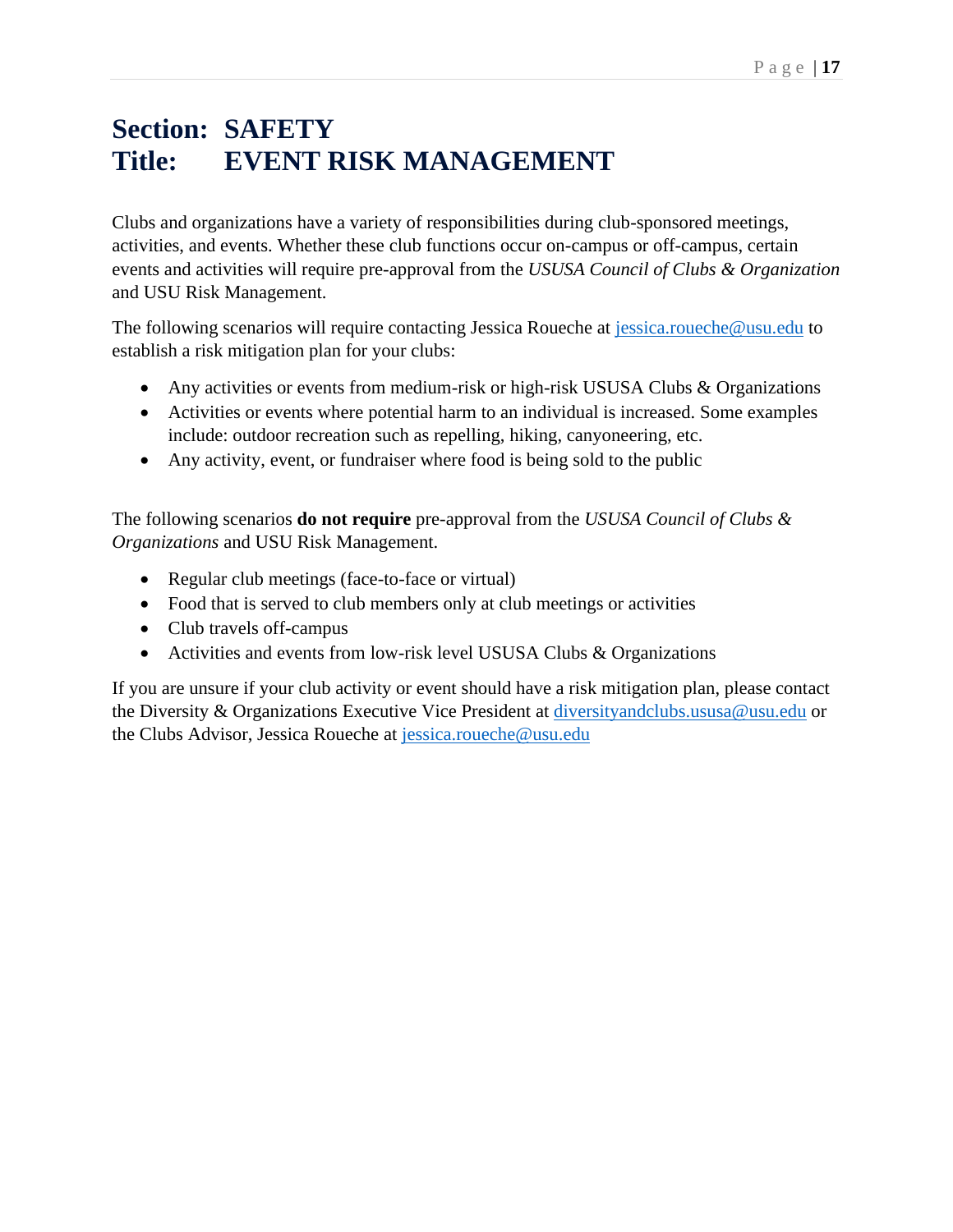# Section: SAFETY
# Title: EVENT RISK MANAGEMENT

Clubs and organizations have a variety of responsibilities during club-sponsored meetings, activities, and events. Whether these club functions occur on-campus or off-campus, certain events and activities will require pre-approval from the *USUSA Council of Clubs & Organization* and USU Risk Management.

The following scenarios will require contacting Jessica Roueche at jessica.roueche@usu.edu to establish a risk mitigation plan for your clubs:

- Any activities or events from medium-risk or high-risk USUSA Clubs & Organizations
- Activities or events where potential harm to an individual is increased. Some examples include: outdoor recreation such as repelling, hiking, canyoneering, etc.
- Any activity, event, or fundraiser where food is being sold to the public

The following scenarios **do not require** pre-approval from the *USUSA Council of Clubs & Organizations* and USU Risk Management.

- Regular club meetings (face-to-face or virtual)
- Food that is served to club members only at club meetings or activities
- Club travels off-campus
- Activities and events from low-risk level USUSA Clubs & Organizations

If you are unsure if your club activity or event should have a risk mitigation plan, please contact the Diversity & Organizations Executive Vice President at diversityandclubs.ususa@usu.edu or the Clubs Advisor, Jessica Roueche at jessica.roueche@usu.edu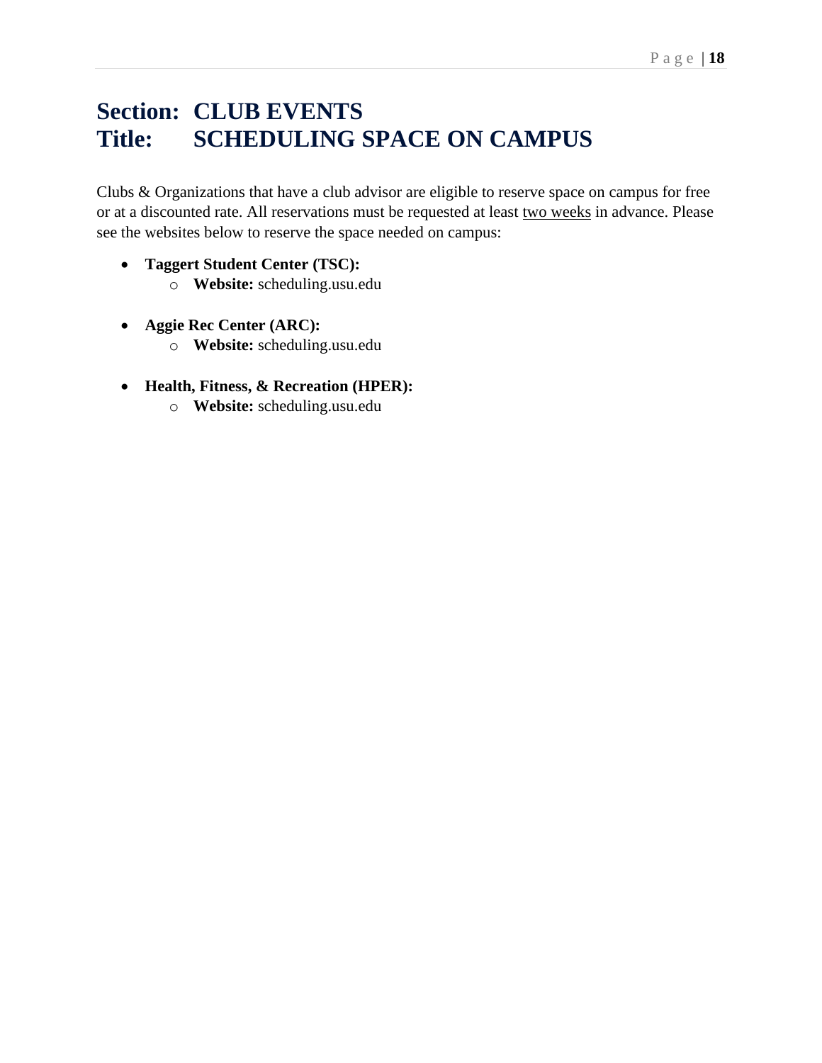# Section: CLUB EVENTS
# Title: SCHEDULING SPACE ON CAMPUS

Clubs & Organizations that have a club advisor are eligible to reserve space on campus for free or at a discounted rate. All reservations must be requested at least <u>two weeks</u> in advance. Please see the websites below to reserve the space needed on campus:

- **Taggert Student Center (TSC):**
  - **Website:** scheduling.usu.edu

- **Aggie Rec Center (ARC):**
  - **Website:** scheduling.usu.edu

- **Health, Fitness, & Recreation (HPER):**
  - **Website:** scheduling.usu.edu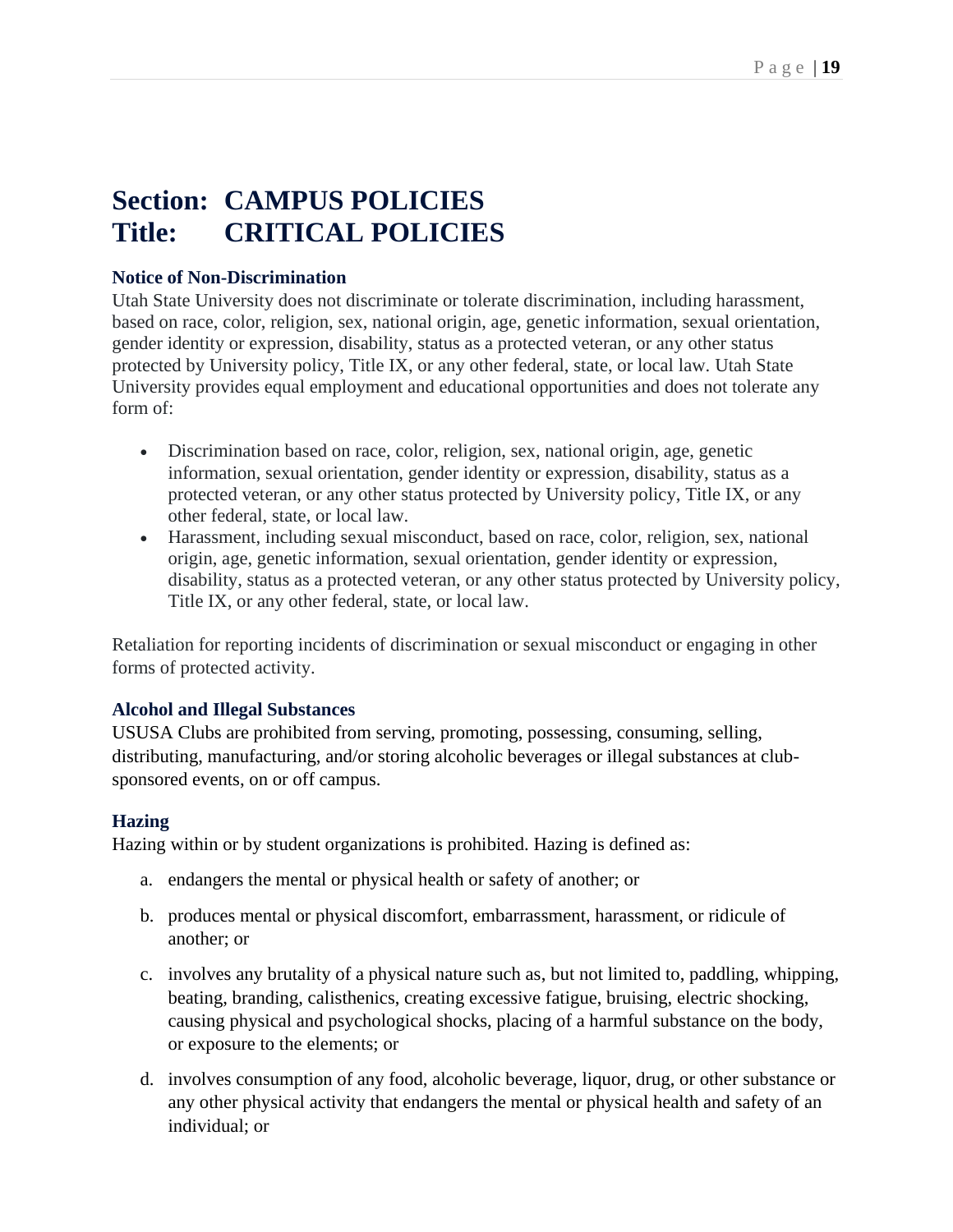# Section: CAMPUS POLICIES
# Title: CRITICAL POLICIES

### Notice of Non-Discrimination

Utah State University does not discriminate or tolerate discrimination, including harassment, based on race, color, religion, sex, national origin, age, genetic information, sexual orientation, gender identity or expression, disability, status as a protected veteran, or any other status protected by University policy, Title IX, or any other federal, state, or local law. Utah State University provides equal employment and educational opportunities and does not tolerate any form of:

- Discrimination based on race, color, religion, sex, national origin, age, genetic information, sexual orientation, gender identity or expression, disability, status as a protected veteran, or any other status protected by University policy, Title IX, or any other federal, state, or local law.
- Harassment, including sexual misconduct, based on race, color, religion, sex, national origin, age, genetic information, sexual orientation, gender identity or expression, disability, status as a protected veteran, or any other status protected by University policy, Title IX, or any other federal, state, or local law.

Retaliation for reporting incidents of discrimination or sexual misconduct or engaging in other forms of protected activity.

### Alcohol and Illegal Substances

USUSA Clubs are prohibited from serving, promoting, possessing, consuming, selling, distributing, manufacturing, and/or storing alcoholic beverages or illegal substances at club-sponsored events, on or off campus.

### Hazing

Hazing within or by student organizations is prohibited. Hazing is defined as:

a. endangers the mental or physical health or safety of another; or

b. produces mental or physical discomfort, embarrassment, harassment, or ridicule of another; or

c. involves any brutality of a physical nature such as, but not limited to, paddling, whipping, beating, branding, calisthenics, creating excessive fatigue, bruising, electric shocking, causing physical and psychological shocks, placing of a harmful substance on the body, or exposure to the elements; or

d. involves consumption of any food, alcoholic beverage, liquor, drug, or other substance or any other physical activity that endangers the mental or physical health and safety of an individual; or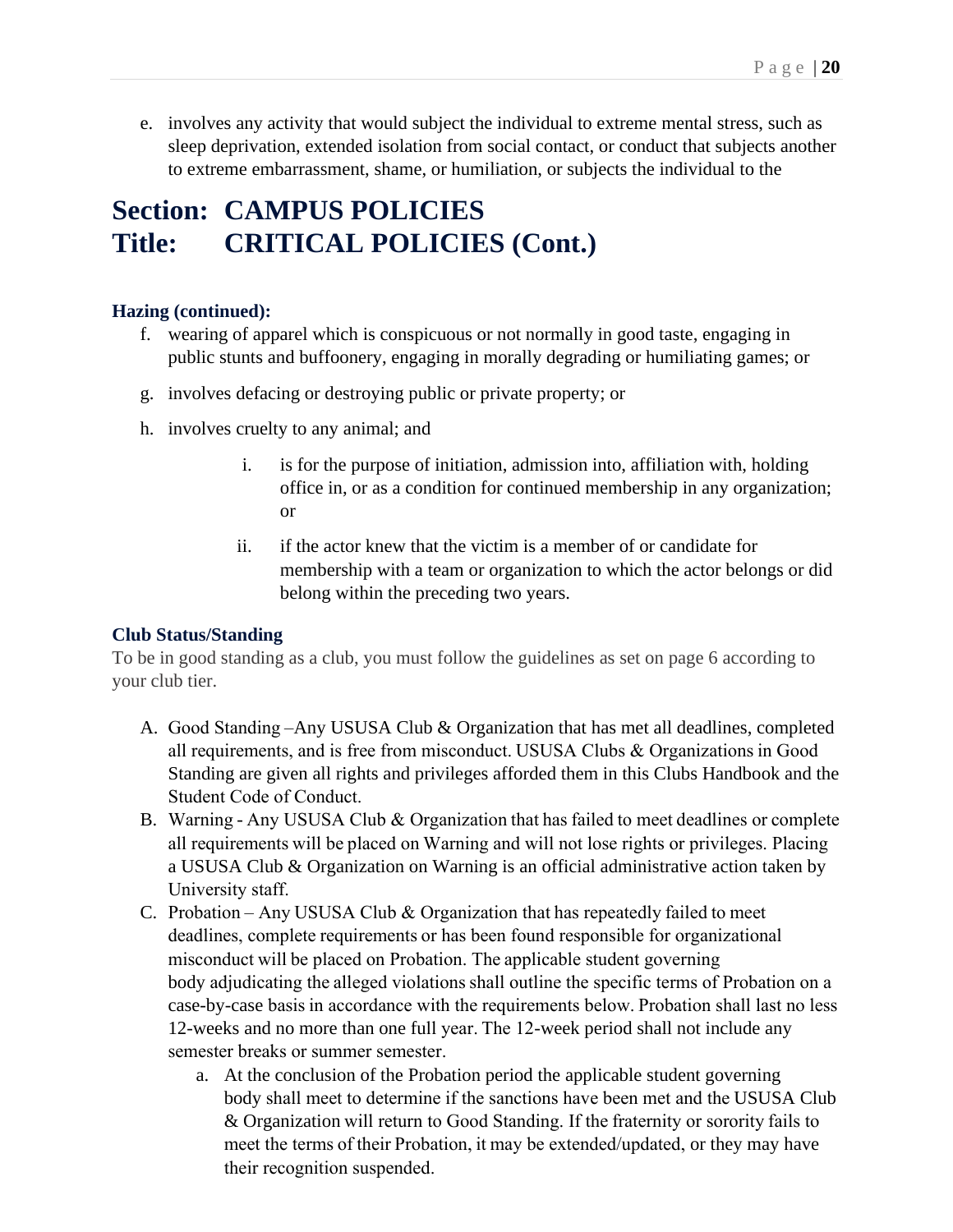e. involves any activity that would subject the individual to extreme mental stress, such as sleep deprivation, extended isolation from social contact, or conduct that subjects another to extreme embarrassment, shame, or humiliation, or subjects the individual to the

# Section: CAMPUS POLICIES
# Title: CRITICAL POLICIES (Cont.)

### Hazing (continued):

f. wearing of apparel which is conspicuous or not normally in good taste, engaging in public stunts and buffoonery, engaging in morally degrading or humiliating games; or

g. involves defacing or destroying public or private property; or

h. involves cruelty to any animal; and

  i. is for the purpose of initiation, admission into, affiliation with, holding office in, or as a condition for continued membership in any organization; or

  ii. if the actor knew that the victim is a member of or candidate for membership with a team or organization to which the actor belongs or did belong within the preceding two years.

### Club Status/Standing

To be in good standing as a club, you must follow the guidelines as set on page 6 according to your club tier.

A. Good Standing –Any USUSA Club & Organization that has met all deadlines, completed all requirements, and is free from misconduct. USUSA Clubs & Organizations in Good Standing are given all rights and privileges afforded them in this Clubs Handbook and the Student Code of Conduct.

B. Warning - Any USUSA Club & Organization that has failed to meet deadlines or complete all requirements will be placed on Warning and will not lose rights or privileges. Placing a USUSA Club & Organization on Warning is an official administrative action taken by University staff.

C. Probation – Any USUSA Club & Organization that has repeatedly failed to meet deadlines, complete requirements or has been found responsible for organizational misconduct will be placed on Probation. The applicable student governing body adjudicating the alleged violations shall outline the specific terms of Probation on a case-by-case basis in accordance with the requirements below. Probation shall last no less 12-weeks and no more than one full year. The 12-week period shall not include any semester breaks or summer semester.

   a. At the conclusion of the Probation period the applicable student governing body shall meet to determine if the sanctions have been met and the USUSA Club & Organization will return to Good Standing. If the fraternity or sorority fails to meet the terms of their Probation, it may be extended/updated, or they may have their recognition suspended.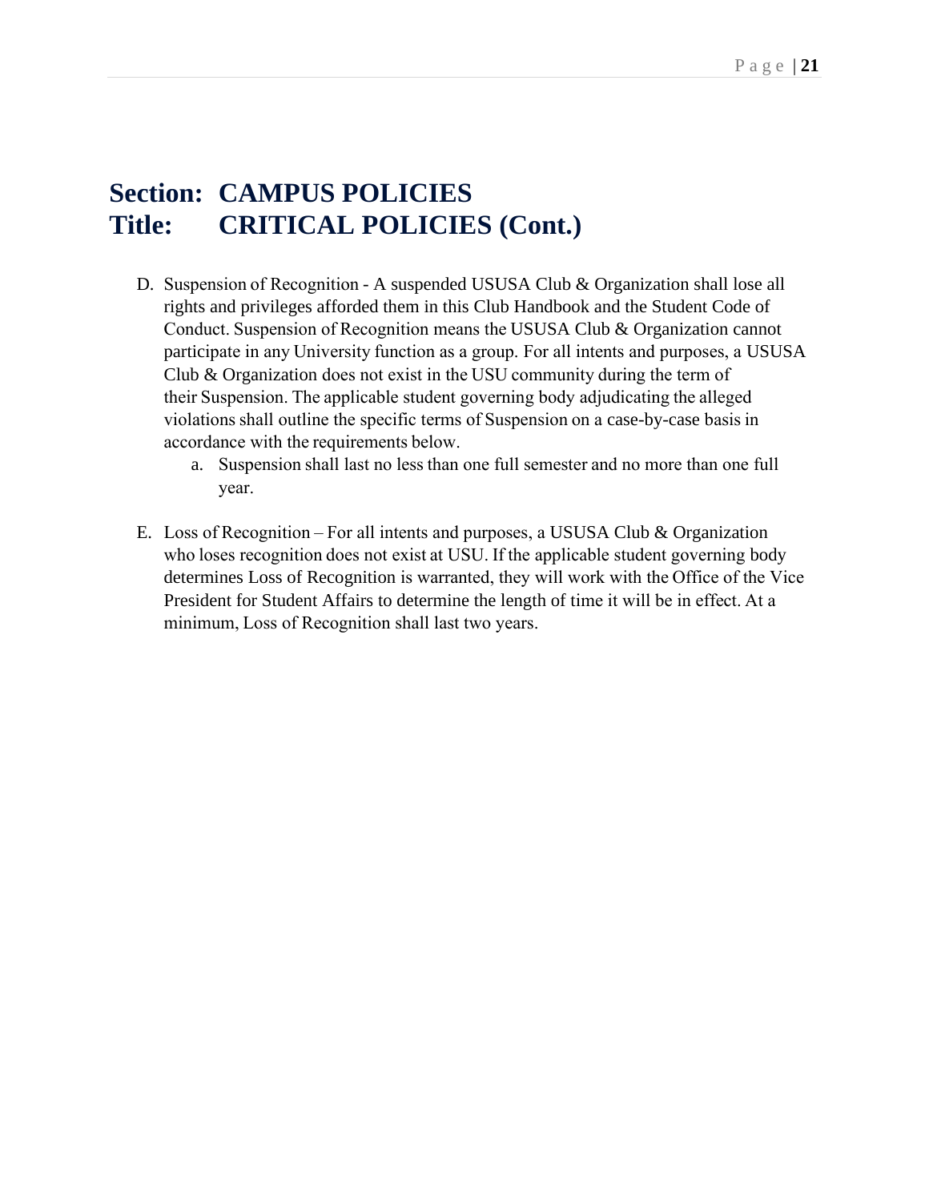# Section: CAMPUS POLICIES
# Title: CRITICAL POLICIES (Cont.)

D. Suspension of Recognition - A suspended USUSA Club & Organization shall lose all rights and privileges afforded them in this Club Handbook and the Student Code of Conduct. Suspension of Recognition means the USUSA Club & Organization cannot participate in any University function as a group. For all intents and purposes, a USUSA Club & Organization does not exist in the USU community during the term of their Suspension. The applicable student governing body adjudicating the alleged violations shall outline the specific terms of Suspension on a case-by-case basis in accordance with the requirements below.
   a. Suspension shall last no less than one full semester and no more than one full year.

E. Loss of Recognition – For all intents and purposes, a USUSA Club & Organization who loses recognition does not exist at USU. If the applicable student governing body determines Loss of Recognition is warranted, they will work with the Office of the Vice President for Student Affairs to determine the length of time it will be in effect. At a minimum, Loss of Recognition shall last two years.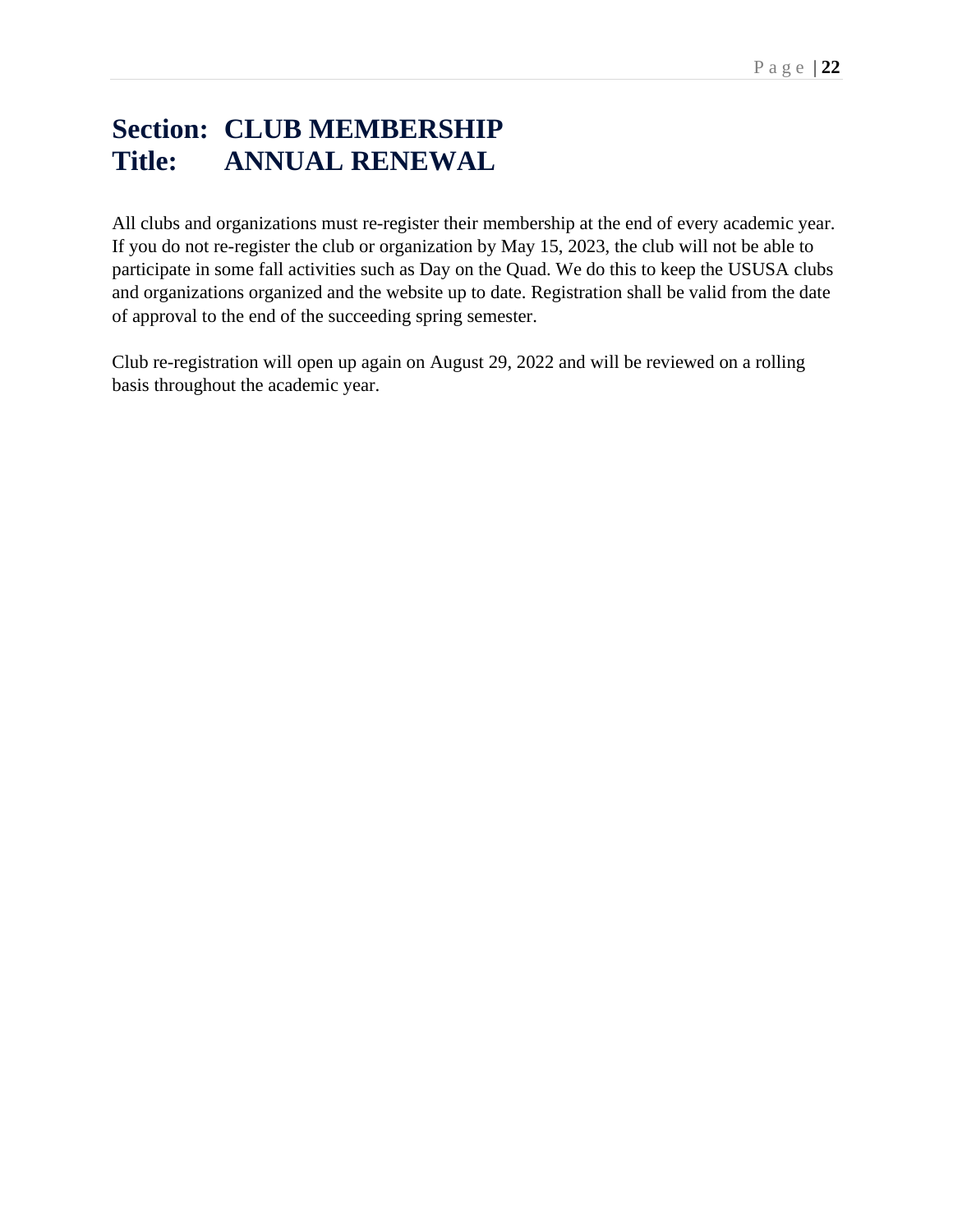# Section: CLUB MEMBERSHIP
# Title: ANNUAL RENEWAL

All clubs and organizations must re-register their membership at the end of every academic year. If you do not re-register the club or organization by May 15, 2023, the club will not be able to participate in some fall activities such as Day on the Quad. We do this to keep the USUSA clubs and organizations organized and the website up to date. Registration shall be valid from the date of approval to the end of the succeeding spring semester.

Club re-registration will open up again on August 29, 2022 and will be reviewed on a rolling basis throughout the academic year.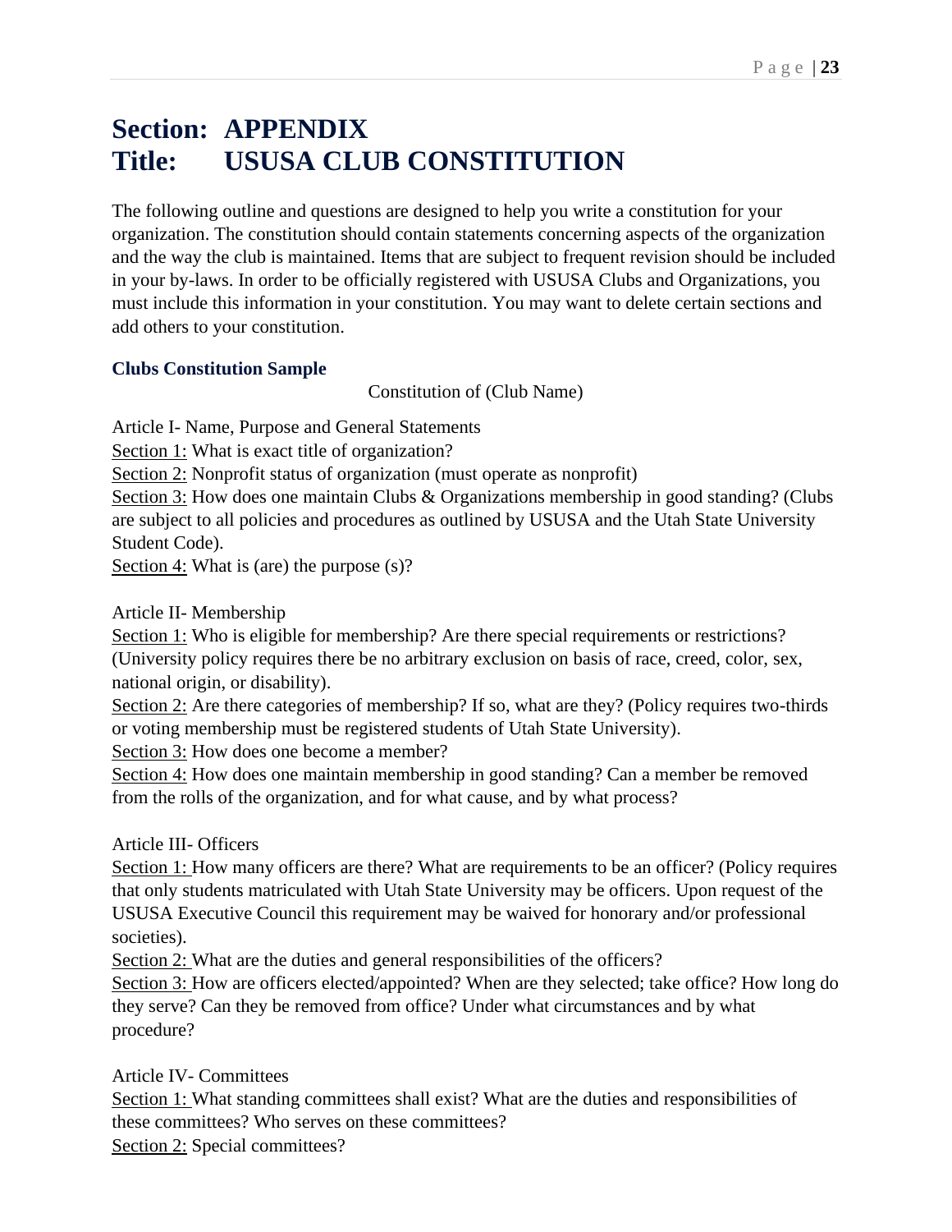# Section: APPENDIX
# Title: USUSA CLUB CONSTITUTION

The following outline and questions are designed to help you write a constitution for your organization. The constitution should contain statements concerning aspects of the organization and the way the club is maintained. Items that are subject to frequent revision should be included in your by-laws. In order to be officially registered with USUSA Clubs and Organizations, you must include this information in your constitution. You may want to delete certain sections and add others to your constitution.

### Clubs Constitution Sample

Constitution of (Club Name)

Article I- Name, Purpose and General Statements

Section 1: What is exact title of organization?

Section 2: Nonprofit status of organization (must operate as nonprofit)

Section 3: How does one maintain Clubs & Organizations membership in good standing? (Clubs are subject to all policies and procedures as outlined by USUSA and the Utah State University Student Code).

Section 4: What is (are) the purpose (s)?

Article II- Membership

Section 1: Who is eligible for membership? Are there special requirements or restrictions? (University policy requires there be no arbitrary exclusion on basis of race, creed, color, sex, national origin, or disability).

Section 2: Are there categories of membership? If so, what are they? (Policy requires two-thirds or voting membership must be registered students of Utah State University).

Section 3: How does one become a member?

Section 4: How does one maintain membership in good standing? Can a member be removed from the rolls of the organization, and for what cause, and by what process?

Article III- Officers

Section 1: How many officers are there? What are requirements to be an officer? (Policy requires that only students matriculated with Utah State University may be officers. Upon request of the USUSA Executive Council this requirement may be waived for honorary and/or professional societies).

Section 2: What are the duties and general responsibilities of the officers?

Section 3: How are officers elected/appointed? When are they selected; take office? How long do they serve? Can they be removed from office? Under what circumstances and by what procedure?

Article IV- Committees

Section 1: What standing committees shall exist? What are the duties and responsibilities of these committees? Who serves on these committees?

Section 2: Special committees?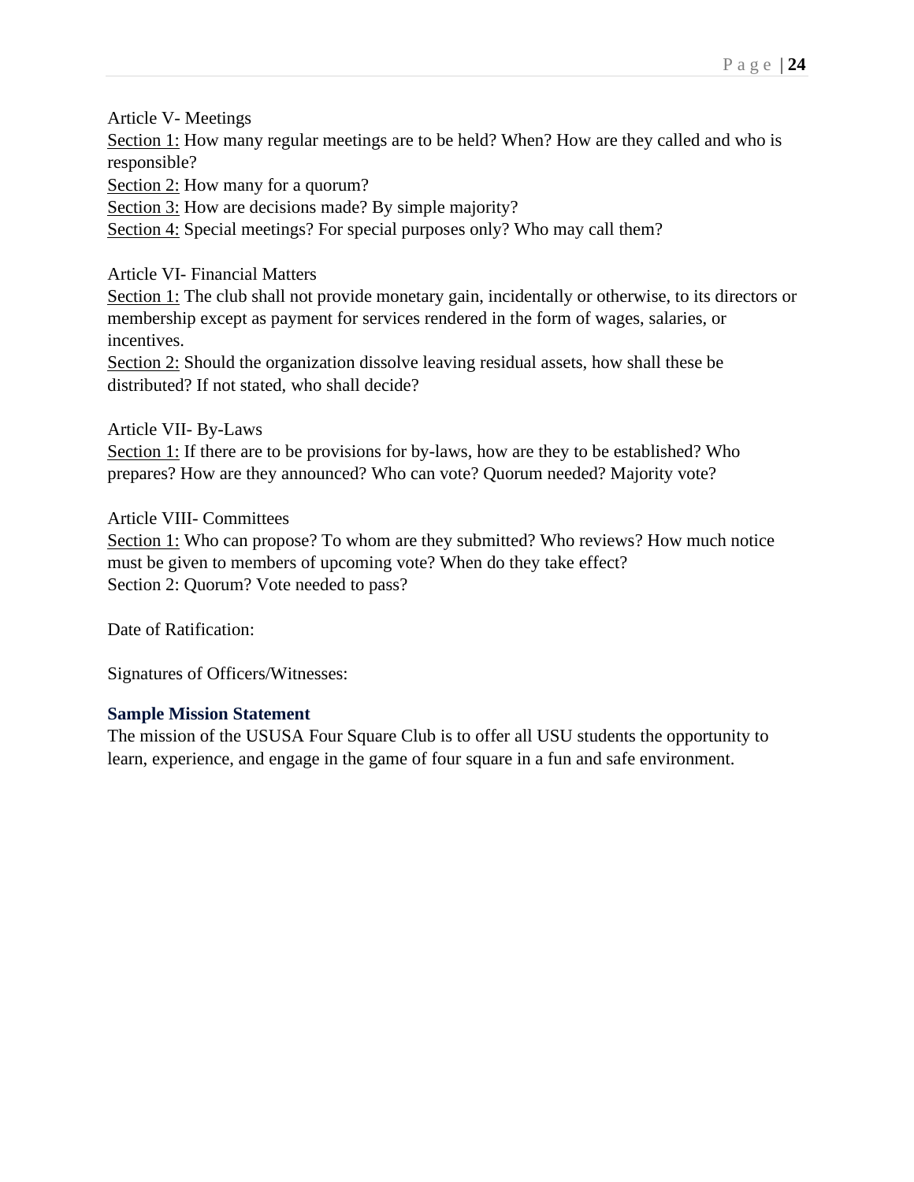Article V- Meetings

<u>Section 1:</u> How many regular meetings are to be held? When? How are they called and who is responsible?

<u>Section 2:</u> How many for a quorum?

<u>Section 3:</u> How are decisions made? By simple majority?

<u>Section 4:</u> Special meetings? For special purposes only? Who may call them?

Article VI- Financial Matters

<u>Section 1:</u> The club shall not provide monetary gain, incidentally or otherwise, to its directors or membership except as payment for services rendered in the form of wages, salaries, or incentives.

<u>Section 2:</u> Should the organization dissolve leaving residual assets, how shall these be distributed? If not stated, who shall decide?

Article VII- By-Laws

<u>Section 1:</u> If there are to be provisions for by-laws, how are they to be established? Who prepares? How are they announced? Who can vote? Quorum needed? Majority vote?

Article VIII- Committees

<u>Section 1:</u> Who can propose? To whom are they submitted? Who reviews? How much notice must be given to members of upcoming vote? When do they take effect?

Section 2: Quorum? Vote needed to pass?

Date of Ratification:

Signatures of Officers/Witnesses:

### Sample Mission Statement

The mission of the USUSA Four Square Club is to offer all USU students the opportunity to learn, experience, and engage in the game of four square in a fun and safe environment.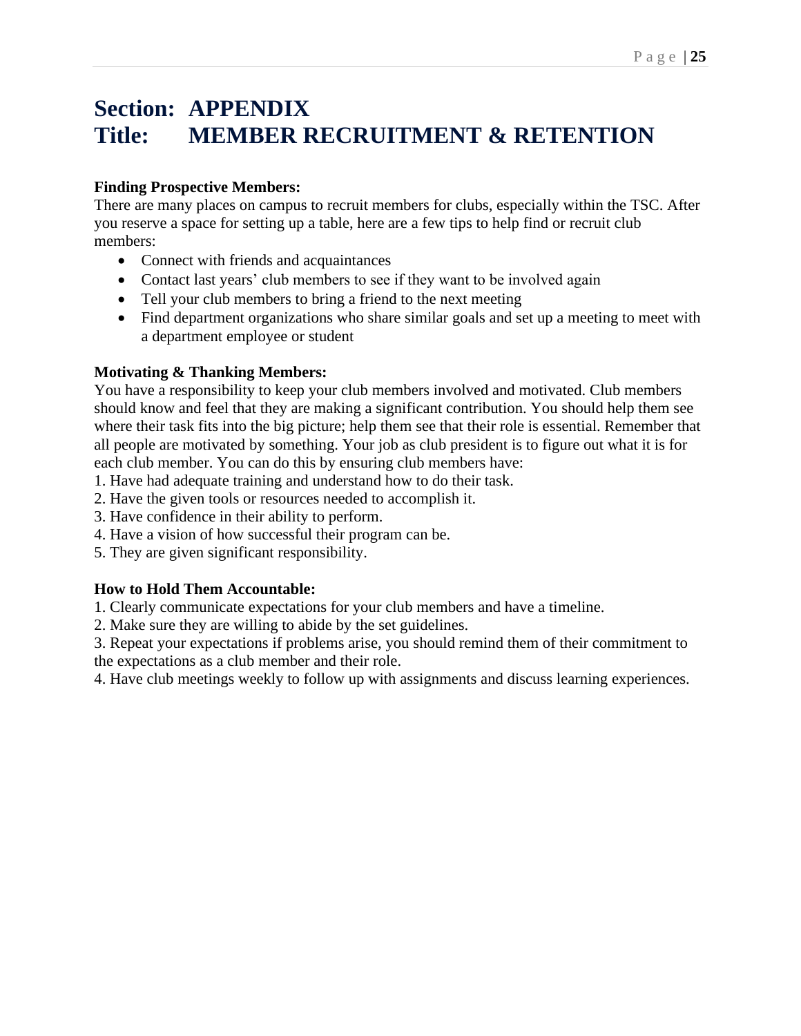# Section: APPENDIX
# Title: MEMBER RECRUITMENT & RETENTION

**Finding Prospective Members:**
There are many places on campus to recruit members for clubs, especially within the TSC. After you reserve a space for setting up a table, here are a few tips to help find or recruit club members:

- Connect with friends and acquaintances
- Contact last years' club members to see if they want to be involved again
- Tell your club members to bring a friend to the next meeting
- Find department organizations who share similar goals and set up a meeting to meet with a department employee or student

**Motivating & Thanking Members:**
You have a responsibility to keep your club members involved and motivated. Club members should know and feel that they are making a significant contribution. You should help them see where their task fits into the big picture; help them see that their role is essential. Remember that all people are motivated by something. Your job as club president is to figure out what it is for each club member. You can do this by ensuring club members have:

1. Have had adequate training and understand how to do their task.
2. Have the given tools or resources needed to accomplish it.
3. Have confidence in their ability to perform.
4. Have a vision of how successful their program can be.
5. They are given significant responsibility.

**How to Hold Them Accountable:**

1. Clearly communicate expectations for your club members and have a timeline.
2. Make sure they are willing to abide by the set guidelines.
3. Repeat your expectations if problems arise, you should remind them of their commitment to the expectations as a club member and their role.
4. Have club meetings weekly to follow up with assignments and discuss learning experiences.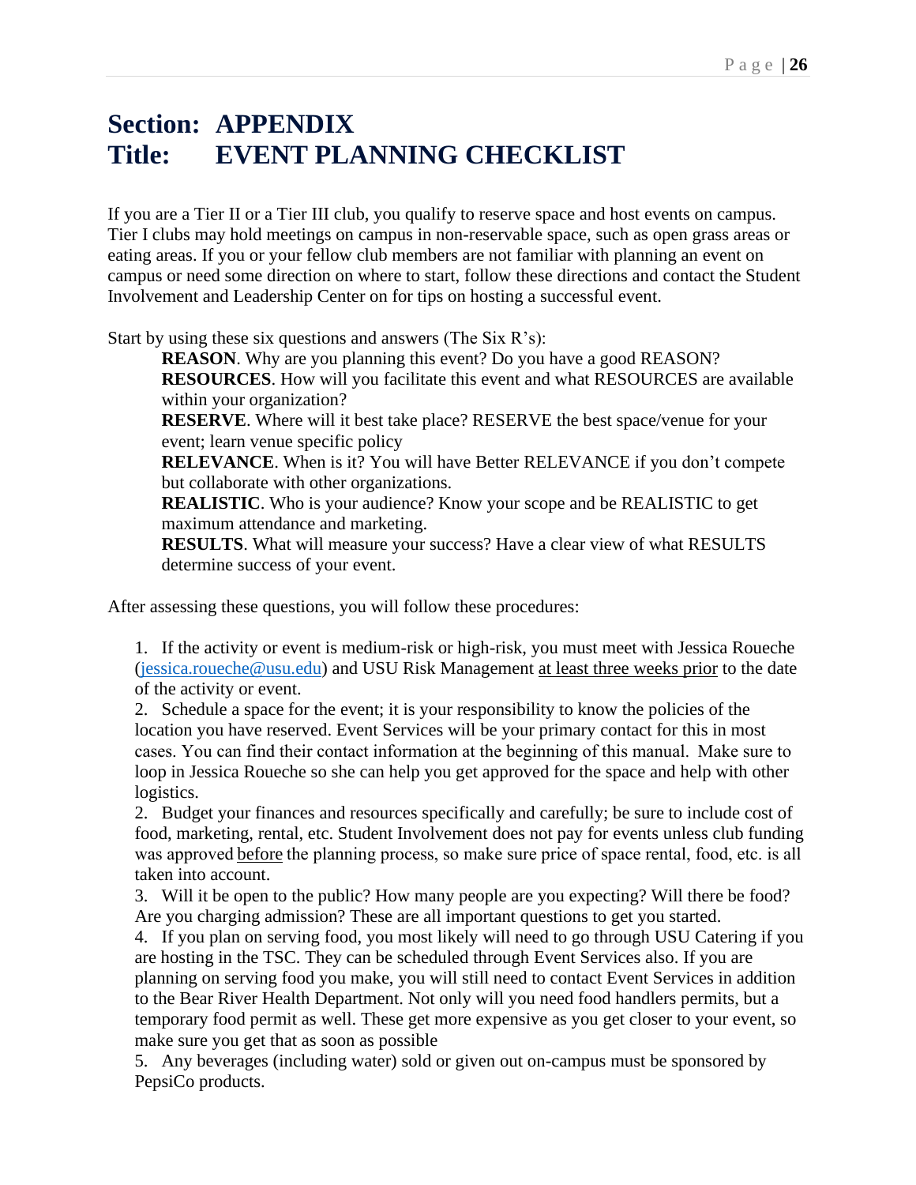# Section: APPENDIX
# Title: EVENT PLANNING CHECKLIST

If you are a Tier II or a Tier III club, you qualify to reserve space and host events on campus. Tier I clubs may hold meetings on campus in non-reservable space, such as open grass areas or eating areas. If you or your fellow club members are not familiar with planning an event on campus or need some direction on where to start, follow these directions and contact the Student Involvement and Leadership Center on for tips on hosting a successful event.

Start by using these six questions and answers (The Six R's):

**REASON**. Why are you planning this event? Do you have a good REASON?
**RESOURCES**. How will you facilitate this event and what RESOURCES are available within your organization?
**RESERVE**. Where will it best take place? RESERVE the best space/venue for your event; learn venue specific policy
**RELEVANCE**. When is it? You will have Better RELEVANCE if you don't compete but collaborate with other organizations.
**REALISTIC**. Who is your audience? Know your scope and be REALISTIC to get maximum attendance and marketing.
**RESULTS**. What will measure your success? Have a clear view of what RESULTS determine success of your event.

After assessing these questions, you will follow these procedures:

1. If the activity or event is medium-risk or high-risk, you must meet with Jessica Roueche (jessica.roueche@usu.edu) and USU Risk Management at least three weeks prior to the date of the activity or event.
2. Schedule a space for the event; it is your responsibility to know the policies of the location you have reserved. Event Services will be your primary contact for this in most cases. You can find their contact information at the beginning of this manual. Make sure to loop in Jessica Roueche so she can help you get approved for the space and help with other logistics.
2. Budget your finances and resources specifically and carefully; be sure to include cost of food, marketing, rental, etc. Student Involvement does not pay for events unless club funding was approved before the planning process, so make sure price of space rental, food, etc. is all taken into account.
3. Will it be open to the public? How many people are you expecting? Will there be food? Are you charging admission? These are all important questions to get you started.
4. If you plan on serving food, you most likely will need to go through USU Catering if you are hosting in the TSC. They can be scheduled through Event Services also. If you are planning on serving food you make, you will still need to contact Event Services in addition to the Bear River Health Department. Not only will you need food handlers permits, but a temporary food permit as well. These get more expensive as you get closer to your event, so make sure you get that as soon as possible
5. Any beverages (including water) sold or given out on-campus must be sponsored by PepsiCo products.